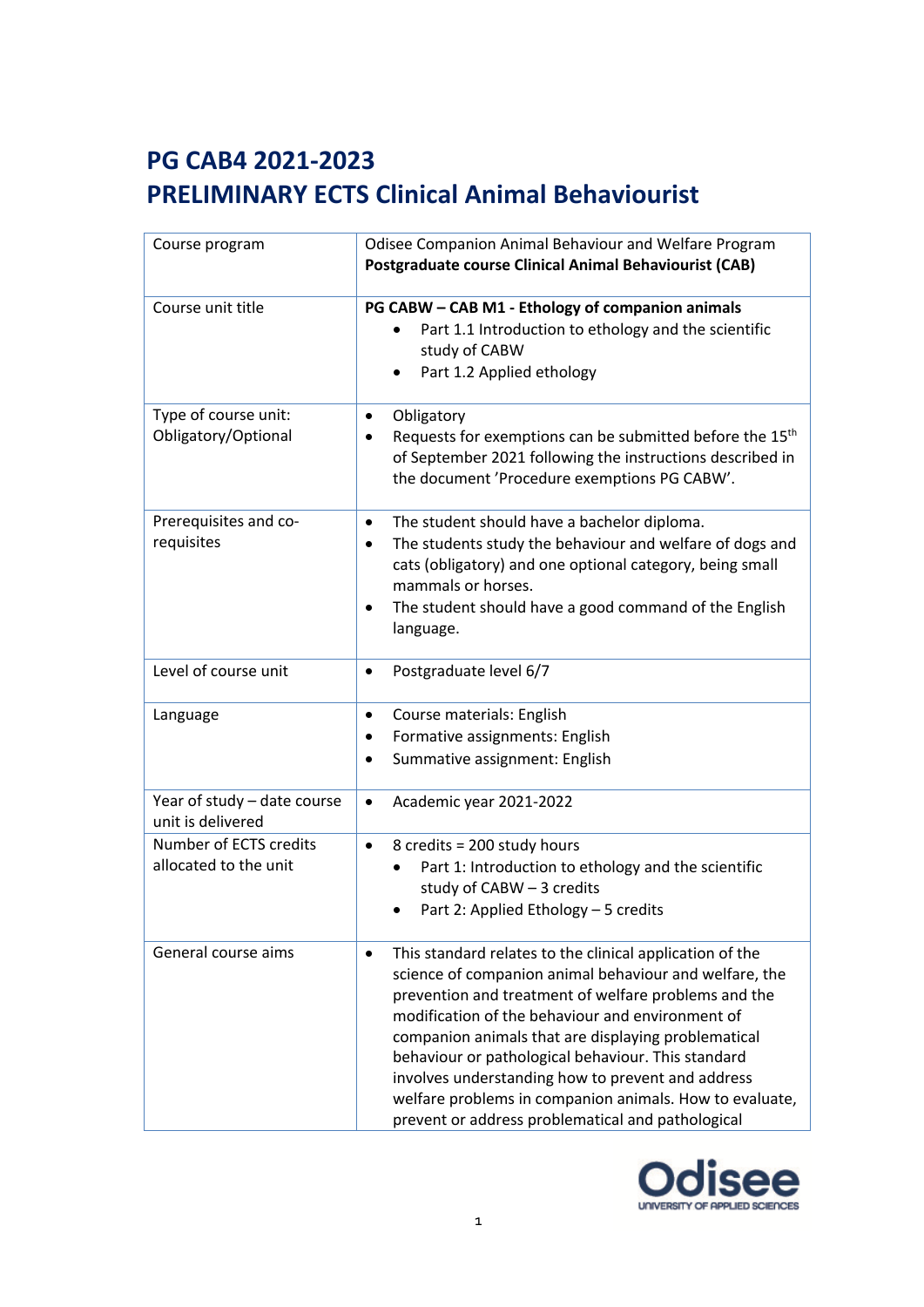# PG CAB4 2021-2023
# PRELIMINARY ECTS Clinical Animal Behaviourist

| | |
|---|---|
| Course program | Odisee Companion Animal Behaviour and Welfare Program<br>**Postgraduate course Clinical Animal Behaviourist (CAB)** |
| Course unit title | **PG CABW – CAB M1 - Ethology of companion animals**<br>• Part 1.1 Introduction to ethology and the scientific study of CABW<br>• Part 1.2 Applied ethology |
| Type of course unit: Obligatory/Optional | • Obligatory<br>• Requests for exemptions can be submitted before the 15th of September 2021 following the instructions described in the document 'Procedure exemptions PG CABW'. |
| Prerequisites and co-requisites | • The student should have a bachelor diploma.<br>• The students study the behaviour and welfare of dogs and cats (obligatory) and one optional category, being small mammals or horses.<br>• The student should have a good command of the English language. |
| Level of course unit | • Postgraduate level 6/7 |
| Language | • Course materials: English<br>• Formative assignments: English<br>• Summative assignment: English |
| Year of study – date course unit is delivered | • Academic year 2021-2022 |
| Number of ECTS credits allocated to the unit | • 8 credits = 200 study hours<br>• Part 1: Introduction to ethology and the scientific study of CABW – 3 credits<br>• Part 2: Applied Ethology – 5 credits |
| General course aims | • This standard relates to the clinical application of the science of companion animal behaviour and welfare, the prevention and treatment of welfare problems and the modification of the behaviour and environment of companion animals that are displaying problematical behaviour or pathological behaviour. This standard involves understanding how to prevent and address welfare problems in companion animals. How to evaluate, prevent or address problematical and pathological |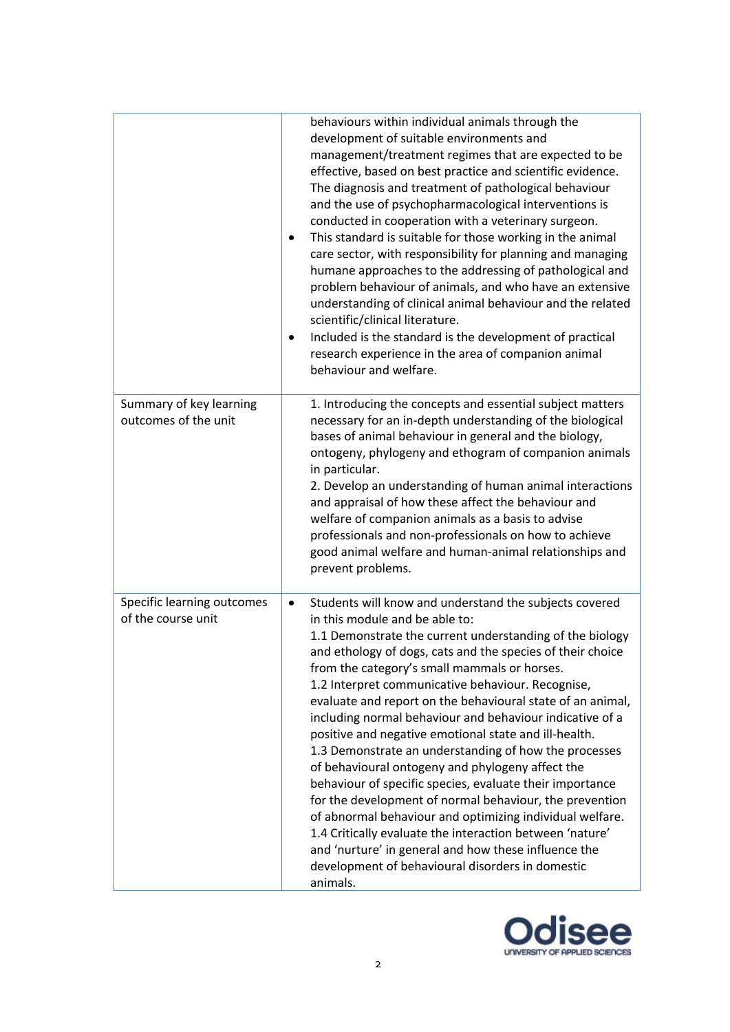|  |  |
|---|---|
|  | behaviours within individual animals through the development of suitable environments and management/treatment regimes that are expected to be effective, based on best practice and scientific evidence. The diagnosis and treatment of pathological behaviour and the use of psychopharmacological interventions is conducted in cooperation with a veterinary surgeon.<br>• This standard is suitable for those working in the animal care sector, with responsibility for planning and managing humane approaches to the addressing of pathological and problem behaviour of animals, and who have an extensive understanding of clinical animal behaviour and the related scientific/clinical literature.<br>• Included is the standard is the development of practical research experience in the area of companion animal behaviour and welfare. |
| Summary of key learning outcomes of the unit | 1. Introducing the concepts and essential subject matters necessary for an in-depth understanding of the biological bases of animal behaviour in general and the biology, ontogeny, phylogeny and ethogram of companion animals in particular.<br>2. Develop an understanding of human animal interactions and appraisal of how these affect the behaviour and welfare of companion animals as a basis to advise professionals and non-professionals on how to achieve good animal welfare and human-animal relationships and prevent problems. |
| Specific learning outcomes of the course unit | • Students will know and understand the subjects covered in this module and be able to:<br>1.1 Demonstrate the current understanding of the biology and ethology of dogs, cats and the species of their choice from the category's small mammals or horses.<br>1.2 Interpret communicative behaviour. Recognise, evaluate and report on the behavioural state of an animal, including normal behaviour and behaviour indicative of a positive and negative emotional state and ill-health.<br>1.3 Demonstrate an understanding of how the processes of behavioural ontogeny and phylogeny affect the behaviour of specific species, evaluate their importance for the development of normal behaviour, the prevention of abnormal behaviour and optimizing individual welfare.<br>1.4 Critically evaluate the interaction between 'nature' and 'nurture' in general and how these influence the development of behavioural disorders in domestic animals. |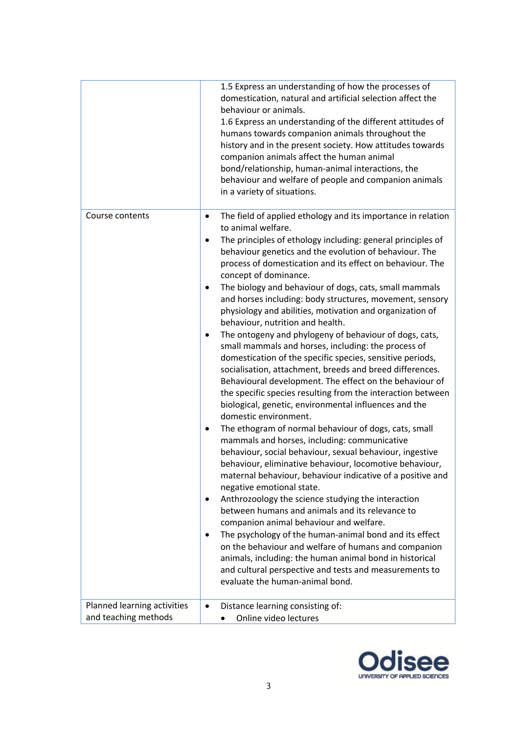| | |
|---|---|
| | 1.5 Express an understanding of how the processes of domestication, natural and artificial selection affect the behaviour or animals.<br>1.6 Express an understanding of the different attitudes of humans towards companion animals throughout the history and in the present society. How attitudes towards companion animals affect the human animal bond/relationship, human-animal interactions, the behaviour and welfare of people and companion animals in a variety of situations. |
| Course contents | • The field of applied ethology and its importance in relation to animal welfare.<br>• The principles of ethology including: general principles of behaviour genetics and the evolution of behaviour. The process of domestication and its effect on behaviour. The concept of dominance.<br>• The biology and behaviour of dogs, cats, small mammals and horses including: body structures, movement, sensory physiology and abilities, motivation and organization of behaviour, nutrition and health.<br>• The ontogeny and phylogeny of behaviour of dogs, cats, small mammals and horses, including: the process of domestication of the specific species, sensitive periods, socialisation, attachment, breeds and breed differences. Behavioural development. The effect on the behaviour of the specific species resulting from the interaction between biological, genetic, environmental influences and the domestic environment.<br>• The ethogram of normal behaviour of dogs, cats, small mammals and horses, including: communicative behaviour, social behaviour, sexual behaviour, ingestive behaviour, eliminative behaviour, locomotive behaviour, maternal behaviour, behaviour indicative of a positive and negative emotional state.<br>• Anthrozoology the science studying the interaction between humans and animals and its relevance to companion animal behaviour and welfare.<br>• The psychology of the human-animal bond and its effect on the behaviour and welfare of humans and companion animals, including: the human animal bond in historical and cultural perspective and tests and measurements to evaluate the human-animal bond. |
| Planned learning activities and teaching methods | • Distance learning consisting of:<br>&nbsp;&nbsp;&nbsp;&nbsp;• Online video lectures |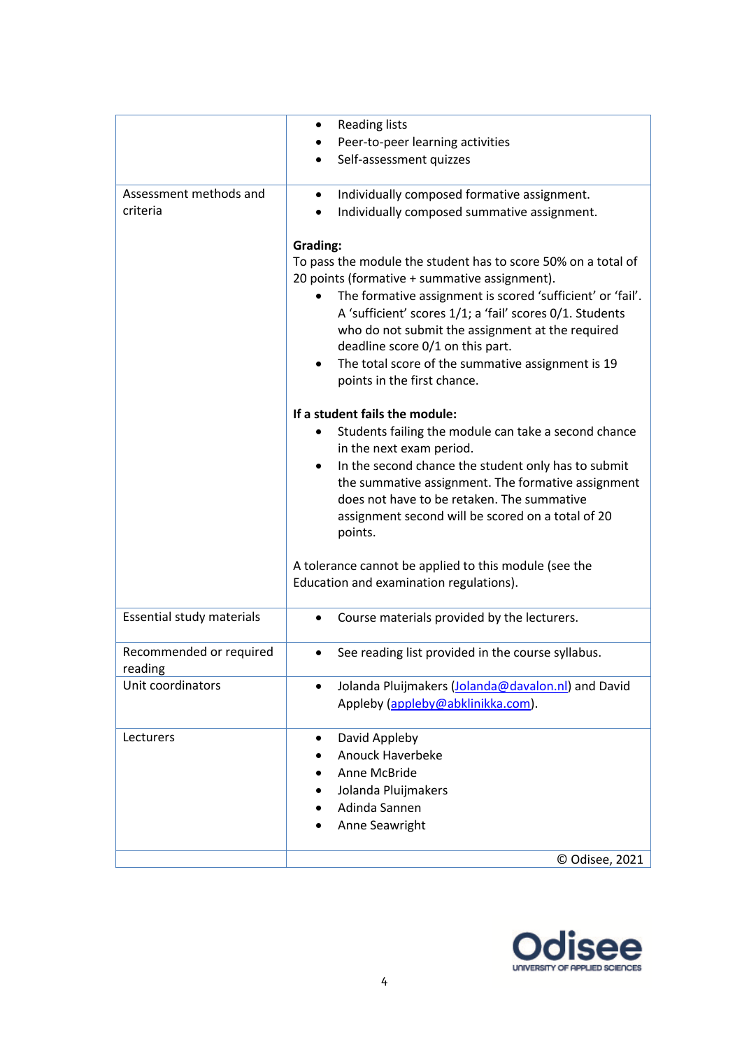| | |
|---|---|
| | • Reading lists<br>• Peer-to-peer learning activities<br>• Self-assessment quizzes |
| Assessment methods and criteria | • Individually composed formative assignment.<br>• Individually composed summative assignment.<br><br>**Grading:**<br>To pass the module the student has to score 50% on a total of 20 points (formative + summative assignment).<br>• The formative assignment is scored 'sufficient' or 'fail'. A 'sufficient' scores 1/1; a 'fail' scores 0/1. Students who do not submit the assignment at the required deadline score 0/1 on this part.<br>• The total score of the summative assignment is 19 points in the first chance.<br><br>**If a student fails the module:**<br>• Students failing the module can take a second chance in the next exam period.<br>• In the second chance the student only has to submit the summative assignment. The formative assignment does not have to be retaken. The summative assignment second will be scored on a total of 20 points.<br><br>A tolerance cannot be applied to this module (see the Education and examination regulations). |
| Essential study materials | • Course materials provided by the lecturers. |
| Recommended or required reading | • See reading list provided in the course syllabus. |
| Unit coordinators | • Jolanda Pluijmakers (Jolanda@davalon.nl) and David Appleby (appleby@abklinikka.com). |
| Lecturers | • David Appleby<br>• Anouck Haverbeke<br>• Anne McBride<br>• Jolanda Pluijmakers<br>• Adinda Sannen<br>• Anne Seawright |
| | © Odisee, 2021 |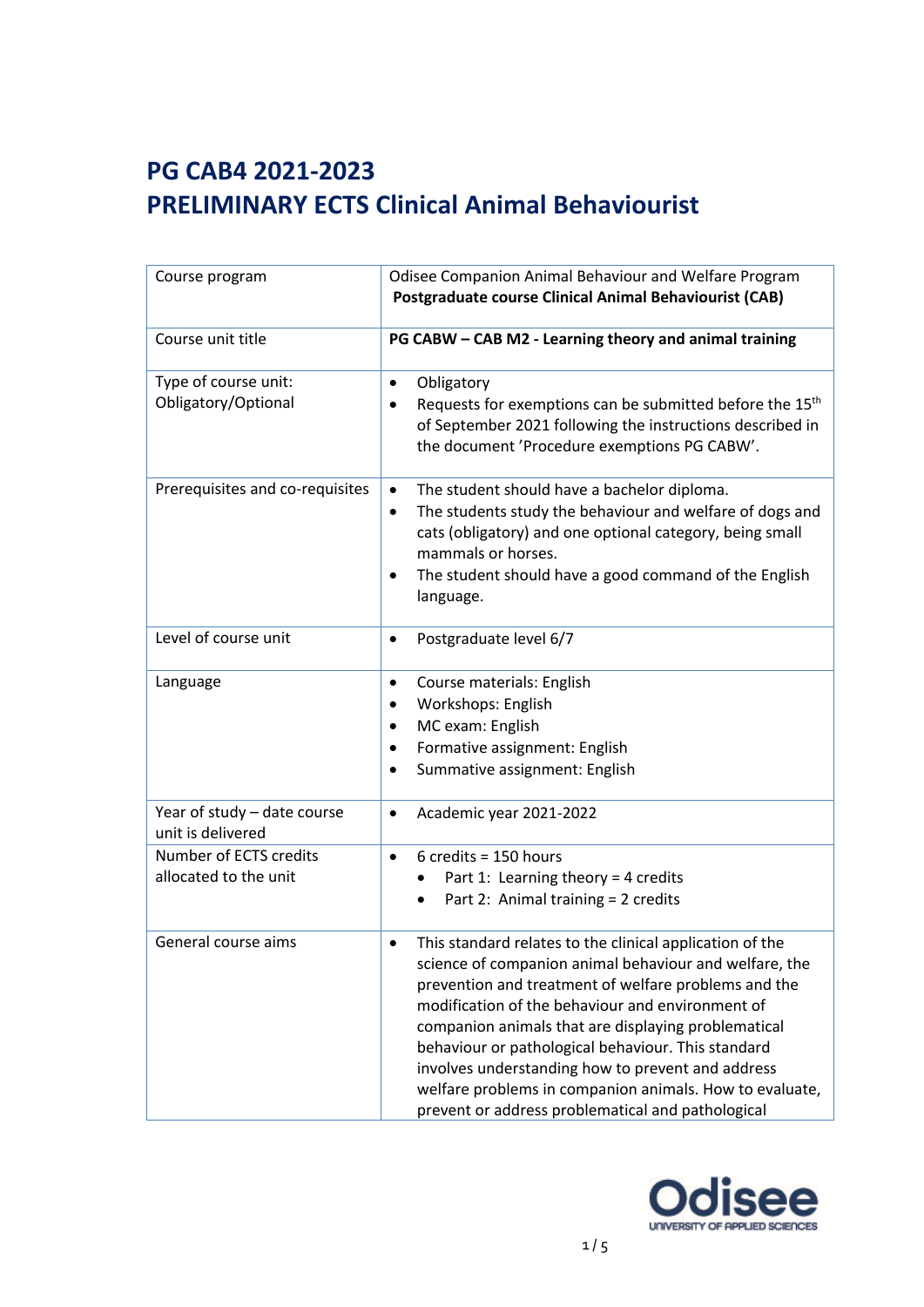# PG CAB4 2021-2023
# PRELIMINARY ECTS Clinical Animal Behaviourist

| Course program | Odisee Companion Animal Behaviour and Welfare Program **Postgraduate course Clinical Animal Behaviourist (CAB)** |
|---|---|
| Course unit title | **PG CABW – CAB M2 - Learning theory and animal training** |
| Type of course unit: Obligatory/Optional | • Obligatory<br>• Requests for exemptions can be submitted before the 15th of September 2021 following the instructions described in the document 'Procedure exemptions PG CABW'. |
| Prerequisites and co-requisites | • The student should have a bachelor diploma.<br>• The students study the behaviour and welfare of dogs and cats (obligatory) and one optional category, being small mammals or horses.<br>• The student should have a good command of the English language. |
| Level of course unit | • Postgraduate level 6/7 |
| Language | • Course materials: English<br>• Workshops: English<br>• MC exam: English<br>• Formative assignment: English<br>• Summative assignment: English |
| Year of study – date course unit is delivered | • Academic year 2021-2022 |
| Number of ECTS credits allocated to the unit | • 6 credits = 150 hours<br>  • Part 1: Learning theory = 4 credits<br>  • Part 2: Animal training = 2 credits |
| General course aims | • This standard relates to the clinical application of the science of companion animal behaviour and welfare, the prevention and treatment of welfare problems and the modification of the behaviour and environment of companion animals that are displaying problematical behaviour or pathological behaviour. This standard involves understanding how to prevent and address welfare problems in companion animals. How to evaluate, prevent or address problematical and pathological |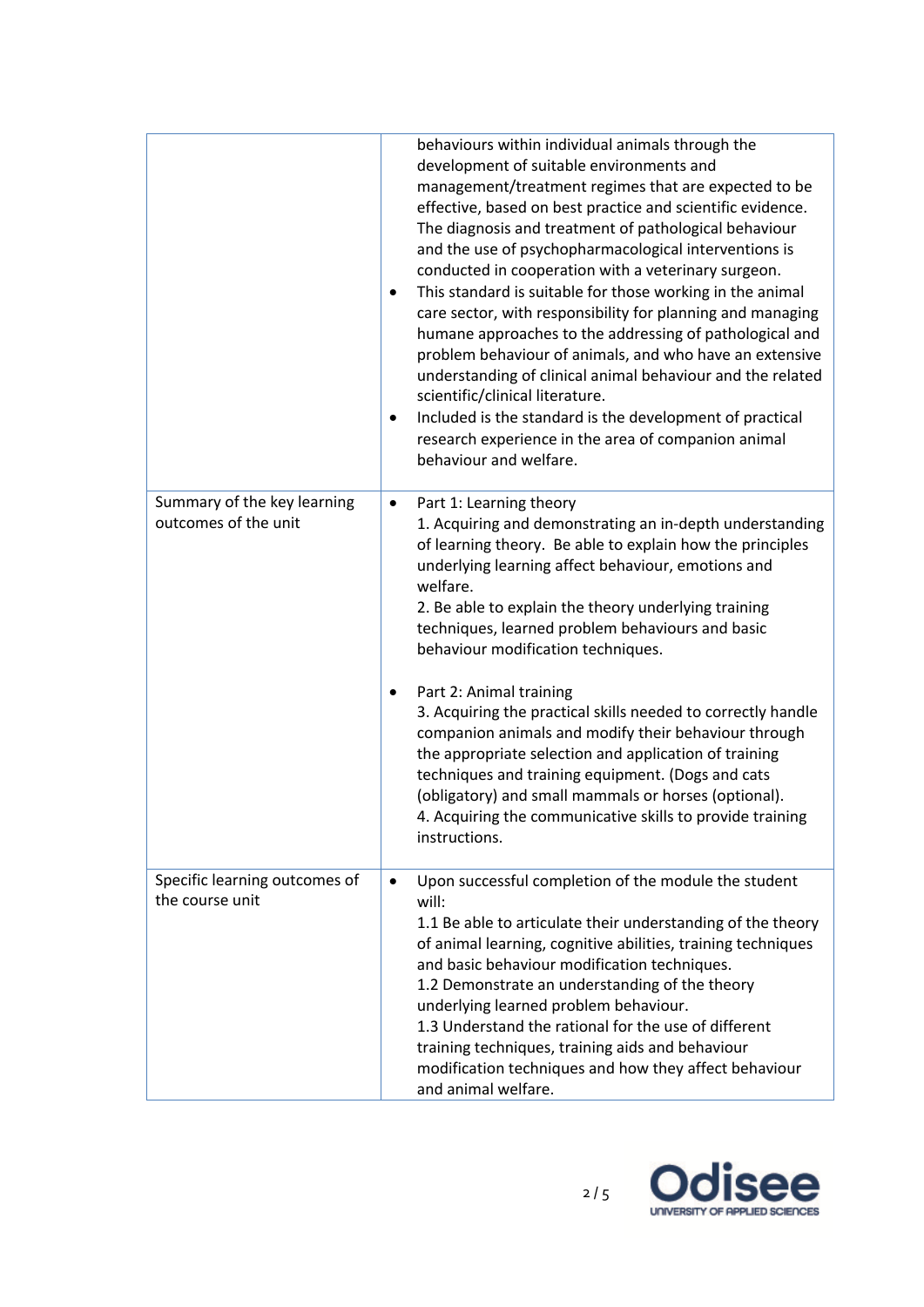| | |
|---|---|
| | behaviours within individual animals through the development of suitable environments and management/treatment regimes that are expected to be effective, based on best practice and scientific evidence. The diagnosis and treatment of pathological behaviour and the use of psychopharmacological interventions is conducted in cooperation with a veterinary surgeon.<br>• This standard is suitable for those working in the animal care sector, with responsibility for planning and managing humane approaches to the addressing of pathological and problem behaviour of animals, and who have an extensive understanding of clinical animal behaviour and the related scientific/clinical literature.<br>• Included is the standard is the development of practical research experience in the area of companion animal behaviour and welfare. |
| Summary of the key learning outcomes of the unit | • Part 1: Learning theory<br>1. Acquiring and demonstrating an in-depth understanding of learning theory. Be able to explain how the principles underlying learning affect behaviour, emotions and welfare.<br>2. Be able to explain the theory underlying training techniques, learned problem behaviours and basic behaviour modification techniques.<br><br>• Part 2: Animal training<br>3. Acquiring the practical skills needed to correctly handle companion animals and modify their behaviour through the appropriate selection and application of training techniques and training equipment. (Dogs and cats (obligatory) and small mammals or horses (optional).<br>4. Acquiring the communicative skills to provide training instructions. |
| Specific learning outcomes of the course unit | • Upon successful completion of the module the student will:<br>1.1 Be able to articulate their understanding of the theory of animal learning, cognitive abilities, training techniques and basic behaviour modification techniques.<br>1.2 Demonstrate an understanding of the theory underlying learned problem behaviour.<br>1.3 Understand the rational for the use of different training techniques, training aids and behaviour modification techniques and how they affect behaviour and animal welfare. |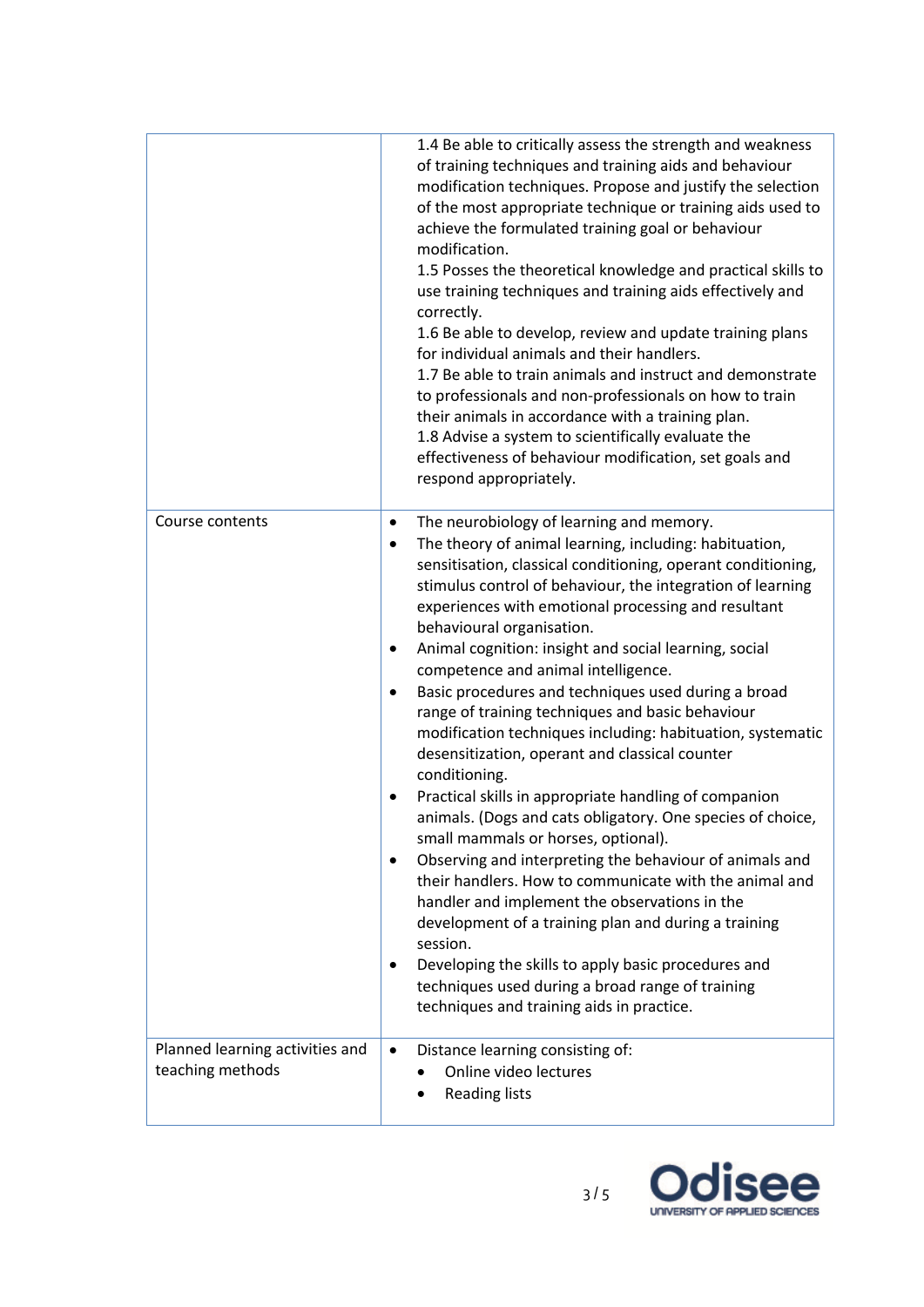| | |
|---|---|
| | 1.4 Be able to critically assess the strength and weakness of training techniques and training aids and behaviour modification techniques. Propose and justify the selection of the most appropriate technique or training aids used to achieve the formulated training goal or behaviour modification.<br>1.5 Posses the theoretical knowledge and practical skills to use training techniques and training aids effectively and correctly.<br>1.6 Be able to develop, review and update training plans for individual animals and their handlers.<br>1.7 Be able to train animals and instruct and demonstrate to professionals and non-professionals on how to train their animals in accordance with a training plan.<br>1.8 Advise a system to scientifically evaluate the effectiveness of behaviour modification, set goals and respond appropriately. |
| Course contents | • The neurobiology of learning and memory.<br>• The theory of animal learning, including: habituation, sensitisation, classical conditioning, operant conditioning, stimulus control of behaviour, the integration of learning experiences with emotional processing and resultant behavioural organisation.<br>• Animal cognition: insight and social learning, social competence and animal intelligence.<br>• Basic procedures and techniques used during a broad range of training techniques and basic behaviour modification techniques including: habituation, systematic desensitization, operant and classical counter conditioning.<br>• Practical skills in appropriate handling of companion animals. (Dogs and cats obligatory. One species of choice, small mammals or horses, optional).<br>• Observing and interpreting the behaviour of animals and their handlers. How to communicate with the animal and handler and implement the observations in the development of a training plan and during a training session.<br>• Developing the skills to apply basic procedures and techniques used during a broad range of training techniques and training aids in practice. |
| Planned learning activities and teaching methods | • Distance learning consisting of:<br>  • Online video lectures<br>  • Reading lists |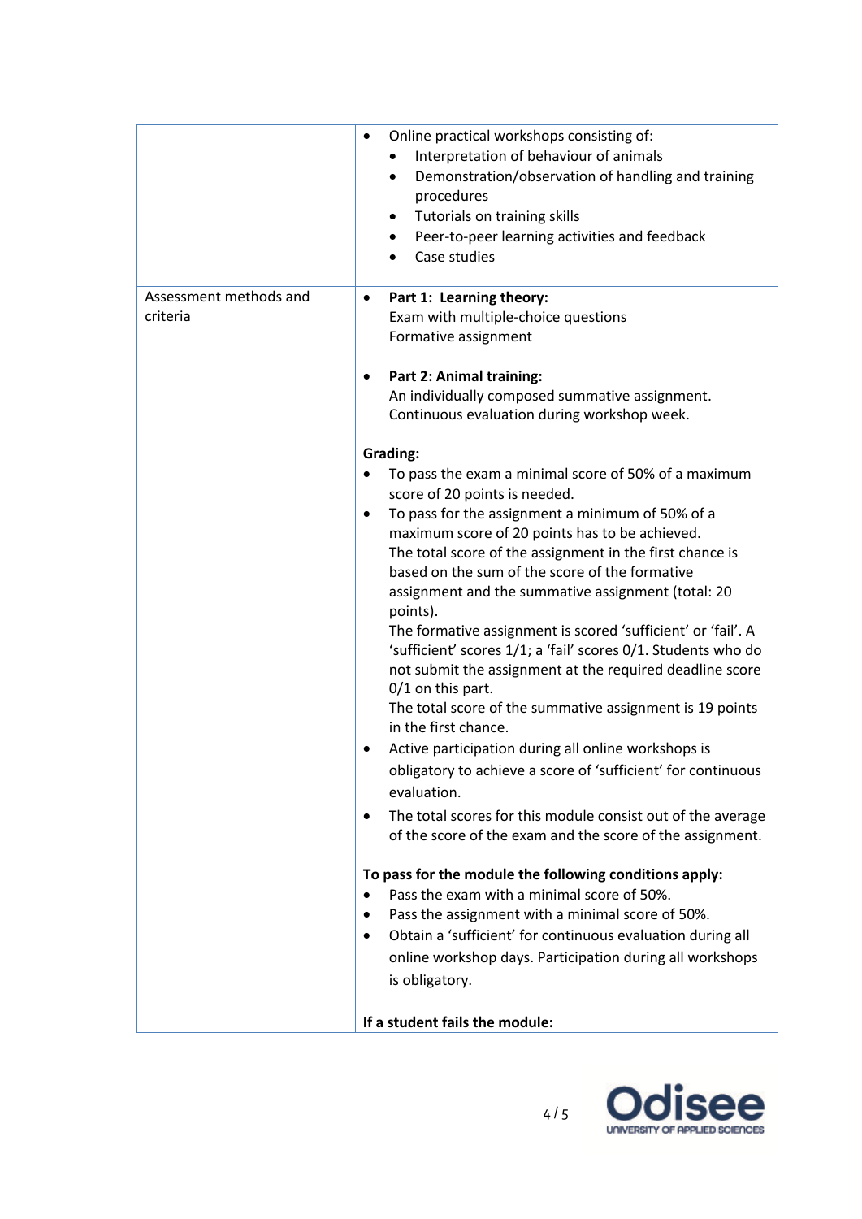| | |
|---|---|
| | • Online practical workshops consisting of:<br>  • Interpretation of behaviour of animals<br>  • Demonstration/observation of handling and training procedures<br>  • Tutorials on training skills<br>  • Peer-to-peer learning activities and feedback<br>  • Case studies |
| Assessment methods and criteria | • **Part 1: Learning theory:**<br>Exam with multiple-choice questions<br>Formative assignment<br><br>• **Part 2: Animal training:**<br>An individually composed summative assignment.<br>Continuous evaluation during workshop week.<br><br>**Grading:**<br>• To pass the exam a minimal score of 50% of a maximum score of 20 points is needed.<br>• To pass for the assignment a minimum of 50% of a maximum score of 20 points has to be achieved.<br>The total score of the assignment in the first chance is based on the sum of the score of the formative assignment and the summative assignment (total: 20 points).<br>The formative assignment is scored 'sufficient' or 'fail'. A 'sufficient' scores 1/1; a 'fail' scores 0/1. Students who do not submit the assignment at the required deadline score 0/1 on this part.<br>The total score of the summative assignment is 19 points in the first chance.<br>• Active participation during all online workshops is obligatory to achieve a score of 'sufficient' for continuous evaluation.<br>• The total scores for this module consist out of the average of the score of the exam and the score of the assignment.<br><br>**To pass for the module the following conditions apply:**<br>• Pass the exam with a minimal score of 50%.<br>• Pass the assignment with a minimal score of 50%.<br>• Obtain a 'sufficient' for continuous evaluation during all online workshop days. Participation during all workshops is obligatory.<br><br>**If a student fails the module:** |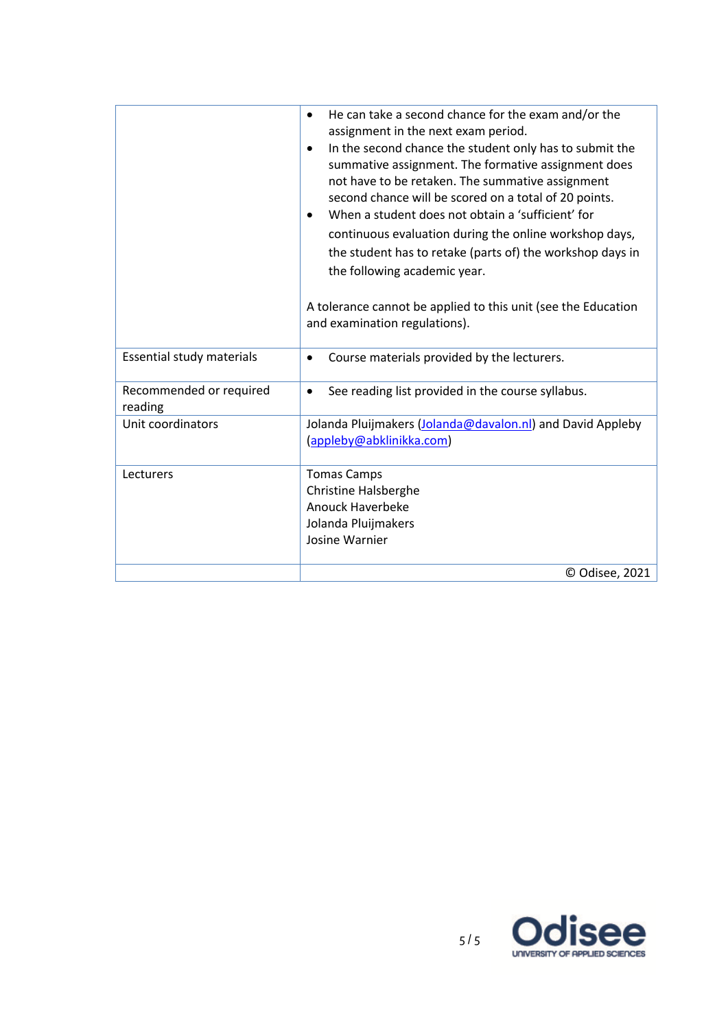| | |
|---|---|
| | • He can take a second chance for the exam and/or the assignment in the next exam period.<br>• In the second chance the student only has to submit the summative assignment. The formative assignment does not have to be retaken. The summative assignment second chance will be scored on a total of 20 points.<br>• When a student does not obtain a 'sufficient' for continuous evaluation during the online workshop days, the student has to retake (parts of) the workshop days in the following academic year.<br><br>A tolerance cannot be applied to this unit (see the Education and examination regulations). |
| Essential study materials | • Course materials provided by the lecturers. |
| Recommended or required reading | • See reading list provided in the course syllabus. |
| Unit coordinators | Jolanda Pluijmakers (Jolanda@davalon.nl) and David Appleby (appleby@abklinikka.com) |
| Lecturers | Tomas Camps<br>Christine Halsberghe<br>Anouck Haverbeke<br>Jolanda Pluijmakers<br>Josine Warnier |
| | © Odisee, 2021 |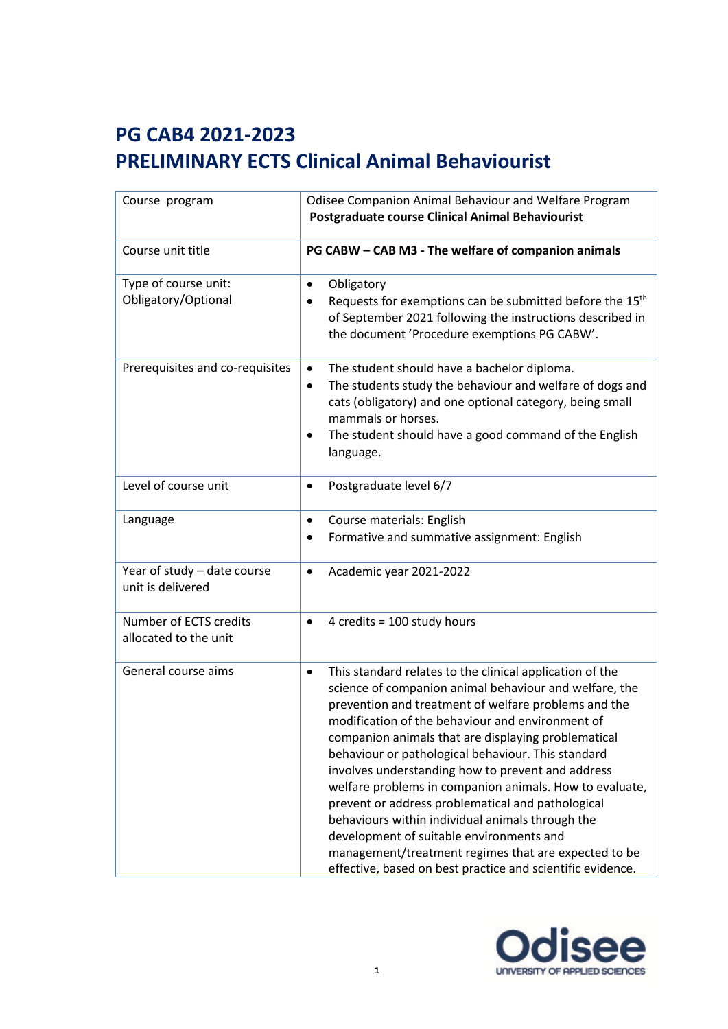# PG CAB4 2021-2023

# PRELIMINARY ECTS Clinical Animal Behaviourist

| Course program | Odisee Companion Animal Behaviour and Welfare Program<br>**Postgraduate course Clinical Animal Behaviourist** |
|---|---|
| Course unit title | **PG CABW – CAB M3 - The welfare of companion animals** |
| Type of course unit: Obligatory/Optional | • Obligatory<br>• Requests for exemptions can be submitted before the 15th of September 2021 following the instructions described in the document 'Procedure exemptions PG CABW'. |
| Prerequisites and co-requisites | • The student should have a bachelor diploma.<br>• The students study the behaviour and welfare of dogs and cats (obligatory) and one optional category, being small mammals or horses.<br>• The student should have a good command of the English language. |
| Level of course unit | • Postgraduate level 6/7 |
| Language | • Course materials: English<br>• Formative and summative assignment: English |
| Year of study – date course unit is delivered | • Academic year 2021-2022 |
| Number of ECTS credits allocated to the unit | • 4 credits = 100 study hours |
| General course aims | • This standard relates to the clinical application of the science of companion animal behaviour and welfare, the prevention and treatment of welfare problems and the modification of the behaviour and environment of companion animals that are displaying problematical behaviour or pathological behaviour. This standard involves understanding how to prevent and address welfare problems in companion animals. How to evaluate, prevent or address problematical and pathological behaviours within individual animals through the development of suitable environments and management/treatment regimes that are expected to be effective, based on best practice and scientific evidence. |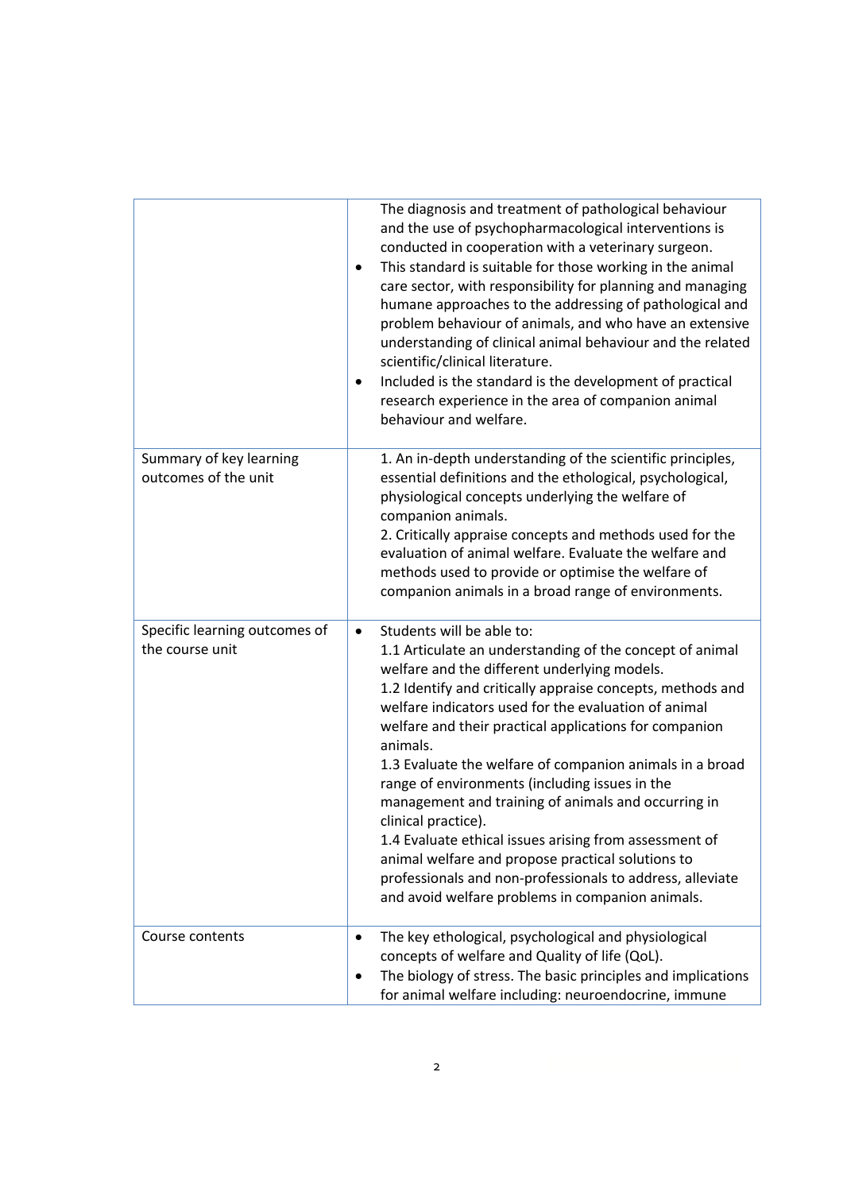| | |
|---|---|
| | The diagnosis and treatment of pathological behaviour and the use of psychopharmacological interventions is conducted in cooperation with a veterinary surgeon.<br>• This standard is suitable for those working in the animal care sector, with responsibility for planning and managing humane approaches to the addressing of pathological and problem behaviour of animals, and who have an extensive understanding of clinical animal behaviour and the related scientific/clinical literature.<br>• Included is the standard is the development of practical research experience in the area of companion animal behaviour and welfare. |
| Summary of key learning outcomes of the unit | 1. An in-depth understanding of the scientific principles, essential definitions and the ethological, psychological, physiological concepts underlying the welfare of companion animals.<br>2. Critically appraise concepts and methods used for the evaluation of animal welfare. Evaluate the welfare and methods used to provide or optimise the welfare of companion animals in a broad range of environments. |
| Specific learning outcomes of the course unit | • Students will be able to:<br>1.1 Articulate an understanding of the concept of animal welfare and the different underlying models.<br>1.2 Identify and critically appraise concepts, methods and welfare indicators used for the evaluation of animal welfare and their practical applications for companion animals.<br>1.3 Evaluate the welfare of companion animals in a broad range of environments (including issues in the management and training of animals and occurring in clinical practice).<br>1.4 Evaluate ethical issues arising from assessment of animal welfare and propose practical solutions to professionals and non-professionals to address, alleviate and avoid welfare problems in companion animals. |
| Course contents | • The key ethological, psychological and physiological concepts of welfare and Quality of life (QoL).<br>• The biology of stress. The basic principles and implications for animal welfare including: neuroendocrine, immune |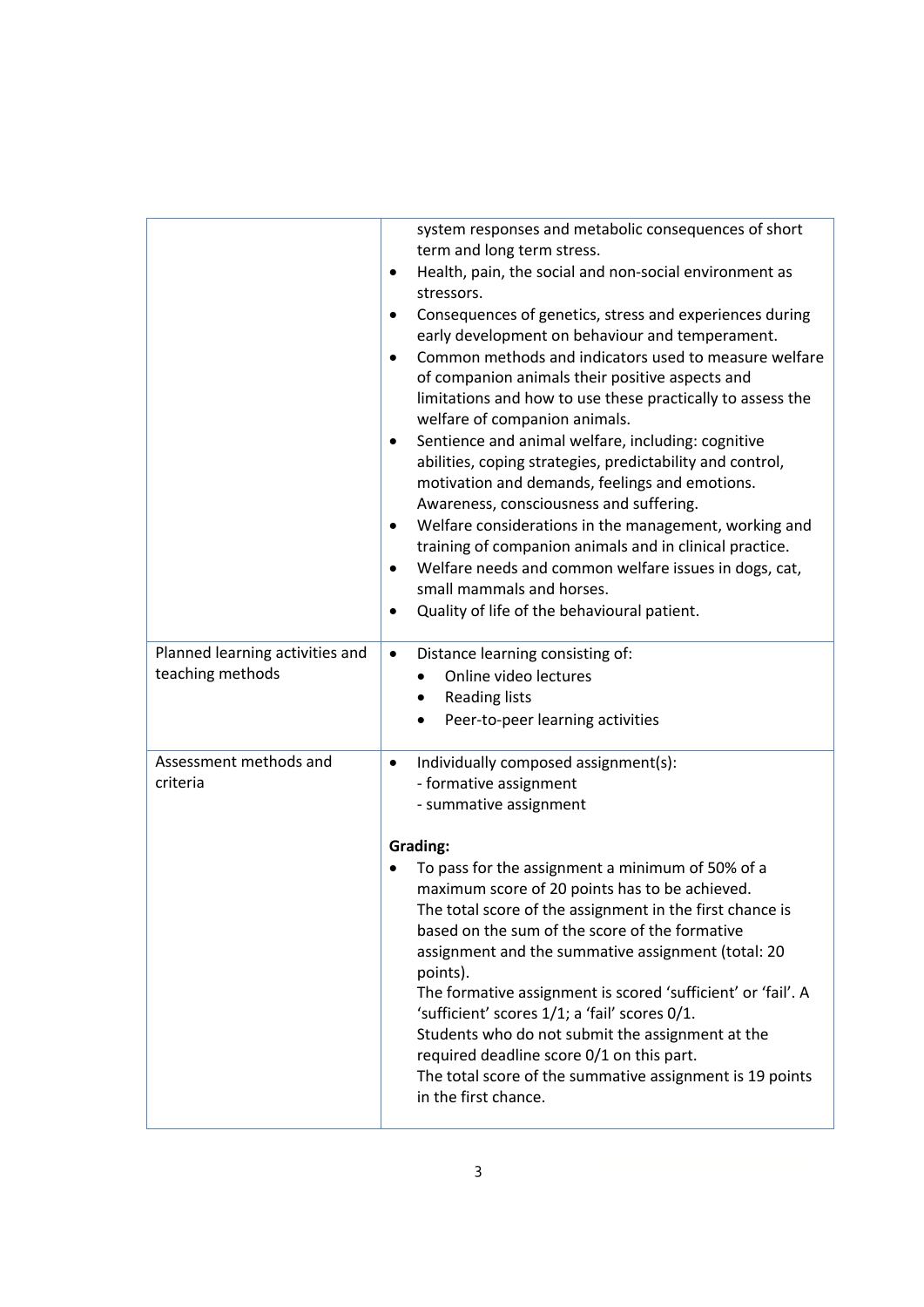| | |
|---|---|
| | system responses and metabolic consequences of short term and long term stress.<br>• Health, pain, the social and non-social environment as stressors.<br>• Consequences of genetics, stress and experiences during early development on behaviour and temperament.<br>• Common methods and indicators used to measure welfare of companion animals their positive aspects and limitations and how to use these practically to assess the welfare of companion animals.<br>• Sentience and animal welfare, including: cognitive abilities, coping strategies, predictability and control, motivation and demands, feelings and emotions. Awareness, consciousness and suffering.<br>• Welfare considerations in the management, working and training of companion animals and in clinical practice.<br>• Welfare needs and common welfare issues in dogs, cat, small mammals and horses.<br>• Quality of life of the behavioural patient. |
| Planned learning activities and teaching methods | • Distance learning consisting of:<br>  • Online video lectures<br>  • Reading lists<br>  • Peer-to-peer learning activities |
| Assessment methods and criteria | • Individually composed assignment(s):<br>- formative assignment<br>- summative assignment<br><br>**Grading:**<br>• To pass for the assignment a minimum of 50% of a maximum score of 20 points has to be achieved.<br>The total score of the assignment in the first chance is based on the sum of the score of the formative assignment and the summative assignment (total: 20 points).<br>The formative assignment is scored 'sufficient' or 'fail'. A 'sufficient' scores 1/1; a 'fail' scores 0/1.<br>Students who do not submit the assignment at the required deadline score 0/1 on this part.<br>The total score of the summative assignment is 19 points in the first chance. |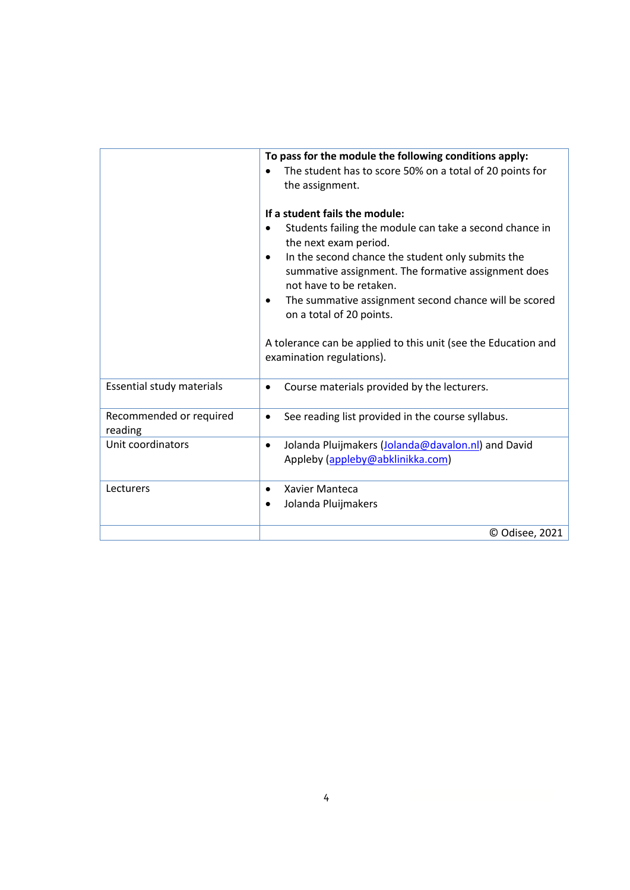| | |
|---|---|
| | **To pass for the module the following conditions apply:**<br>• The student has to score 50% on a total of 20 points for the assignment.<br><br>**If a student fails the module:**<br>• Students failing the module can take a second chance in the next exam period.<br>• In the second chance the student only submits the summative assignment. The formative assignment does not have to be retaken.<br>• The summative assignment second chance will be scored on a total of 20 points.<br><br>A tolerance can be applied to this unit (see the Education and examination regulations). |
| Essential study materials | • Course materials provided by the lecturers. |
| Recommended or required reading | • See reading list provided in the course syllabus. |
| Unit coordinators | • Jolanda Pluijmakers (Jolanda@davalon.nl) and David Appleby (appleby@abklinikka.com) |
| Lecturers | • Xavier Manteca<br>• Jolanda Pluijmakers |
| | © Odisee, 2021 |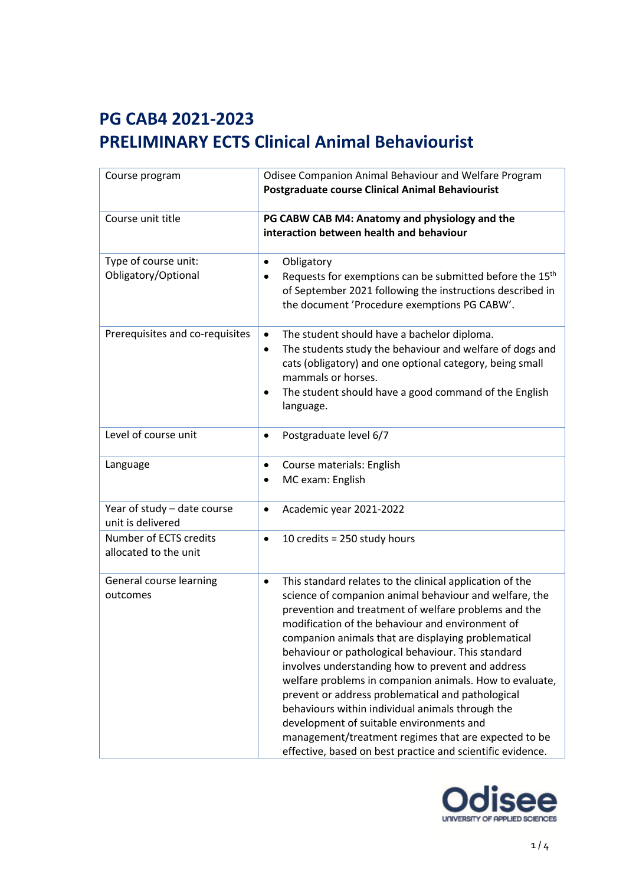# PG CAB4 2021-2023
# PRELIMINARY ECTS Clinical Animal Behaviourist

| Course program | Odisee Companion Animal Behaviour and Welfare Program<br>**Postgraduate course Clinical Animal Behaviourist** |
|---|---|
| Course unit title | **PG CABW CAB M4: Anatomy and physiology and the interaction between health and behaviour** |
| Type of course unit: Obligatory/Optional | • Obligatory<br>• Requests for exemptions can be submitted before the 15th of September 2021 following the instructions described in the document 'Procedure exemptions PG CABW'. |
| Prerequisites and co-requisites | • The student should have a bachelor diploma.<br>• The students study the behaviour and welfare of dogs and cats (obligatory) and one optional category, being small mammals or horses.<br>• The student should have a good command of the English language. |
| Level of course unit | • Postgraduate level 6/7 |
| Language | • Course materials: English<br>• MC exam: English |
| Year of study – date course unit is delivered | • Academic year 2021-2022 |
| Number of ECTS credits allocated to the unit | • 10 credits = 250 study hours |
| General course learning outcomes | • This standard relates to the clinical application of the science of companion animal behaviour and welfare, the prevention and treatment of welfare problems and the modification of the behaviour and environment of companion animals that are displaying problematical behaviour or pathological behaviour. This standard involves understanding how to prevent and address welfare problems in companion animals. How to evaluate, prevent or address problematical and pathological behaviours within individual animals through the development of suitable environments and management/treatment regimes that are expected to be effective, based on best practice and scientific evidence. |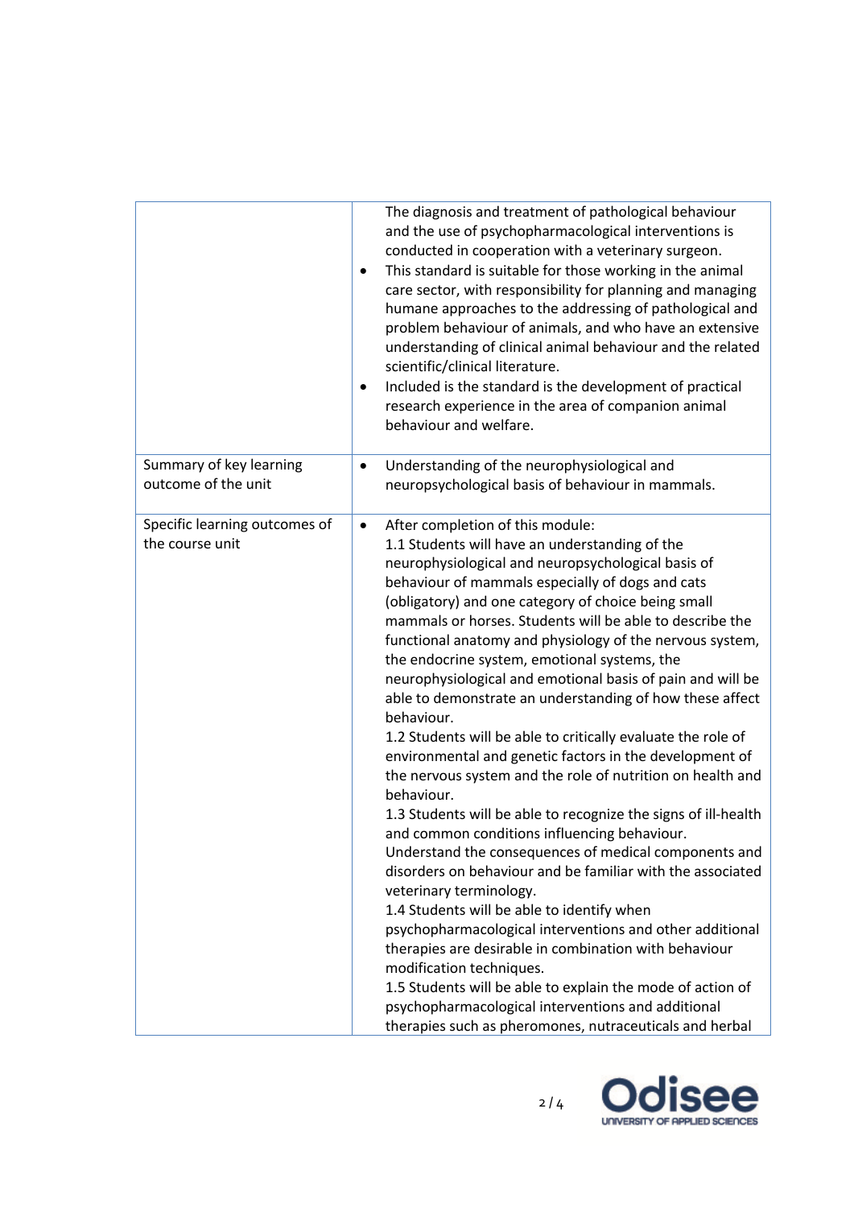| | |
|---|---|
| | The diagnosis and treatment of pathological behaviour and the use of psychopharmacological interventions is conducted in cooperation with a veterinary surgeon.<br>• This standard is suitable for those working in the animal care sector, with responsibility for planning and managing humane approaches to the addressing of pathological and problem behaviour of animals, and who have an extensive understanding of clinical animal behaviour and the related scientific/clinical literature.<br>• Included is the standard is the development of practical research experience in the area of companion animal behaviour and welfare. |
| Summary of key learning outcome of the unit | • Understanding of the neurophysiological and neuropsychological basis of behaviour in mammals. |
| Specific learning outcomes of the course unit | • After completion of this module:<br>1.1 Students will have an understanding of the neurophysiological and neuropsychological basis of behaviour of mammals especially of dogs and cats (obligatory) and one category of choice being small mammals or horses. Students will be able to describe the functional anatomy and physiology of the nervous system, the endocrine system, emotional systems, the neurophysiological and emotional basis of pain and will be able to demonstrate an understanding of how these affect behaviour.<br>1.2 Students will be able to critically evaluate the role of environmental and genetic factors in the development of the nervous system and the role of nutrition on health and behaviour.<br>1.3 Students will be able to recognize the signs of ill-health and common conditions influencing behaviour. Understand the consequences of medical components and disorders on behaviour and be familiar with the associated veterinary terminology.<br>1.4 Students will be able to identify when psychopharmacological interventions and other additional therapies are desirable in combination with behaviour modification techniques.<br>1.5 Students will be able to explain the mode of action of psychopharmacological interventions and additional therapies such as pheromones, nutraceuticals and herbal |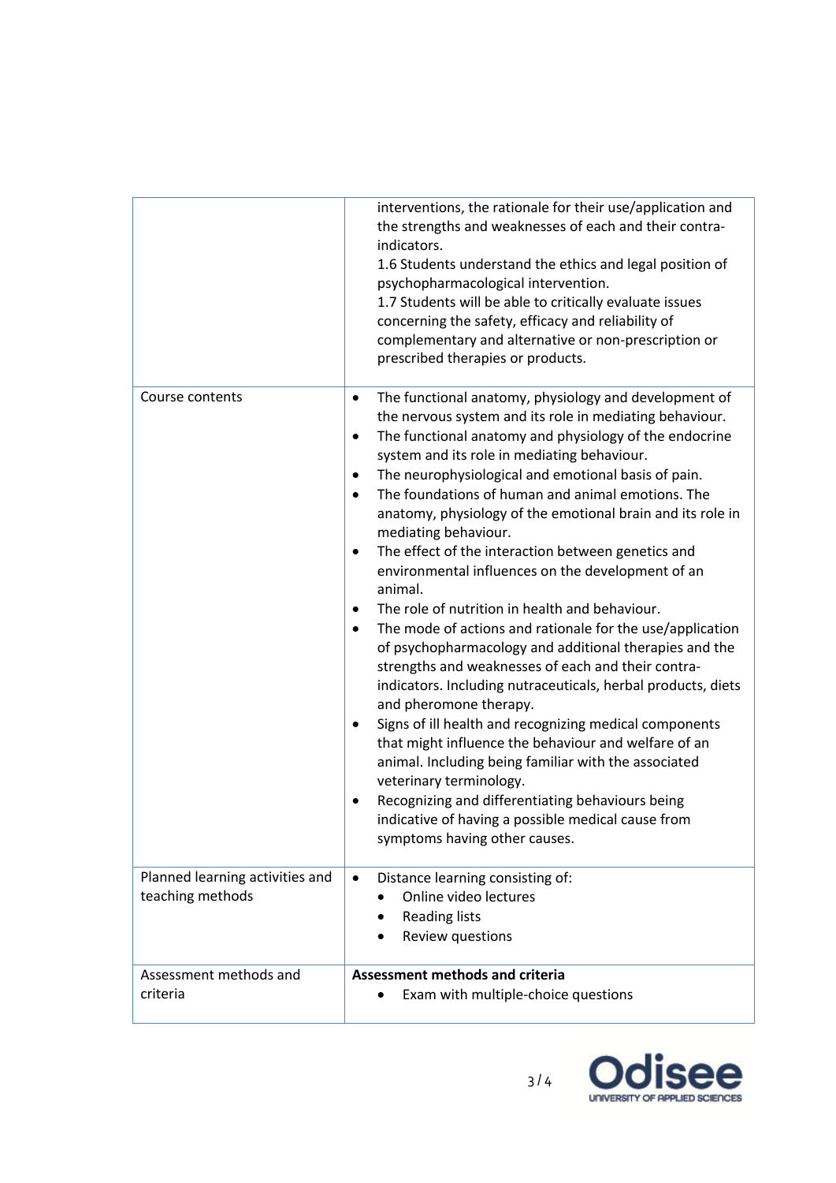| | |
|---|---|
| | interventions, the rationale for their use/application and the strengths and weaknesses of each and their contra-indicators.<br>1.6 Students understand the ethics and legal position of psychopharmacological intervention.<br>1.7 Students will be able to critically evaluate issues concerning the safety, efficacy and reliability of complementary and alternative or non-prescription or prescribed therapies or products. |
| Course contents | • The functional anatomy, physiology and development of the nervous system and its role in mediating behaviour.<br>• The functional anatomy and physiology of the endocrine system and its role in mediating behaviour.<br>• The neurophysiological and emotional basis of pain.<br>• The foundations of human and animal emotions. The anatomy, physiology of the emotional brain and its role in mediating behaviour.<br>• The effect of the interaction between genetics and environmental influences on the development of an animal.<br>• The role of nutrition in health and behaviour.<br>• The mode of actions and rationale for the use/application of psychopharmacology and additional therapies and the strengths and weaknesses of each and their contra-indicators. Including nutraceuticals, herbal products, diets and pheromone therapy.<br>• Signs of ill health and recognizing medical components that might influence the behaviour and welfare of an animal. Including being familiar with the associated veterinary terminology.<br>• Recognizing and differentiating behaviours being indicative of having a possible medical cause from symptoms having other causes. |
| Planned learning activities and teaching methods | • Distance learning consisting of:<br>&nbsp;&nbsp;&nbsp;&nbsp;• Online video lectures<br>&nbsp;&nbsp;&nbsp;&nbsp;• Reading lists<br>&nbsp;&nbsp;&nbsp;&nbsp;• Review questions |
| Assessment methods and criteria | **Assessment methods and criteria**<br>&nbsp;&nbsp;&nbsp;&nbsp;• Exam with multiple-choice questions |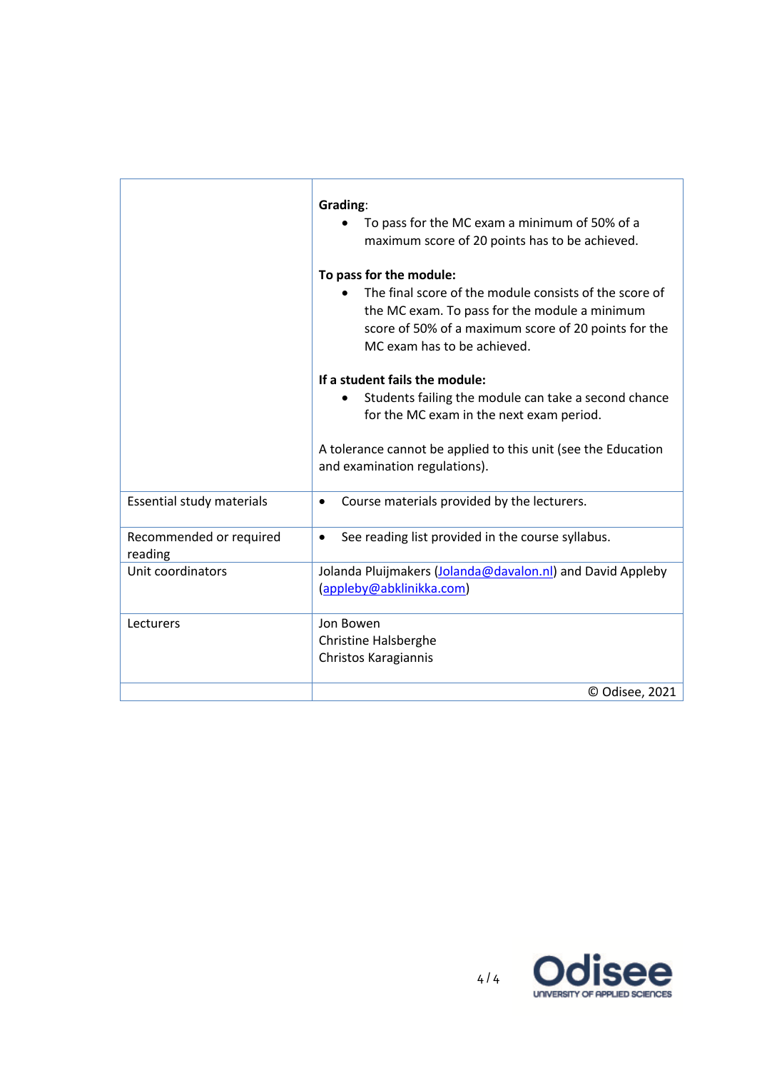| | |
|---|---|
| | **Grading**:<br>• To pass for the MC exam a minimum of 50% of a maximum score of 20 points has to be achieved.<br><br>**To pass for the module:**<br>• The final score of the module consists of the score of the MC exam. To pass for the module a minimum score of 50% of a maximum score of 20 points for the MC exam has to be achieved.<br><br>**If a student fails the module:**<br>• Students failing the module can take a second chance for the MC exam in the next exam period.<br><br>A tolerance cannot be applied to this unit (see the Education and examination regulations). |
| Essential study materials | • Course materials provided by the lecturers. |
| Recommended or required reading | • See reading list provided in the course syllabus. |
| Unit coordinators | Jolanda Pluijmakers (Jolanda@davalon.nl) and David Appleby (appleby@abklinikka.com) |
| Lecturers | Jon Bowen<br>Christine Halsberghe<br>Christos Karagiannis |
| | © Odisee, 2021 |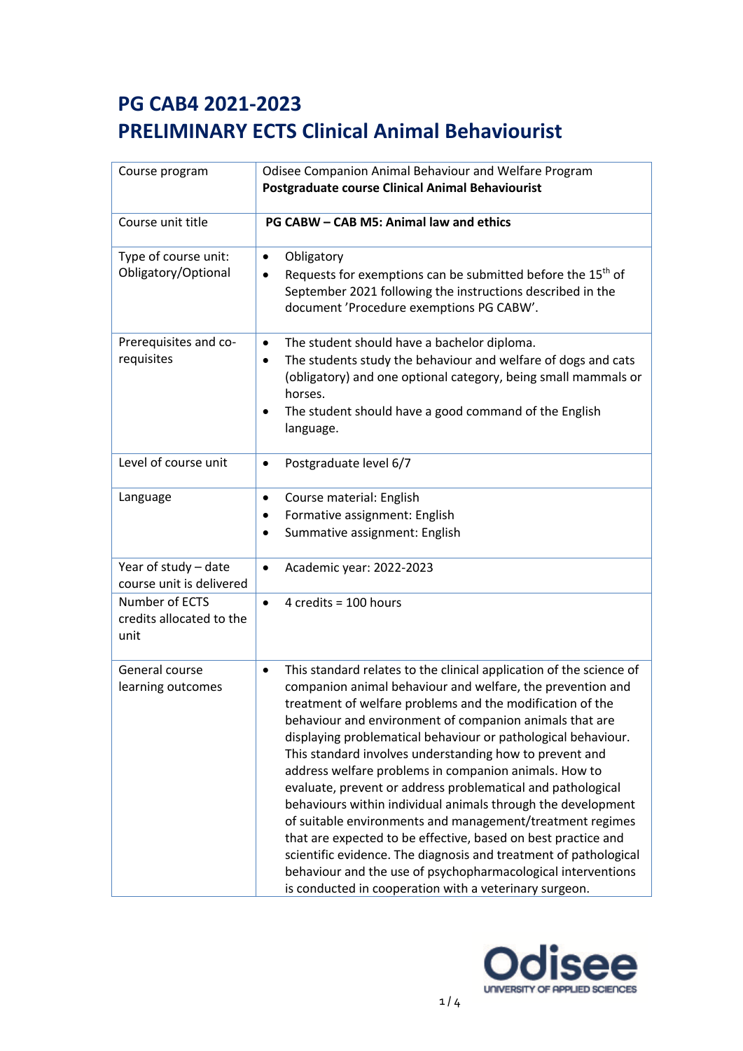# PG CAB4 2021-2023
# PRELIMINARY ECTS Clinical Animal Behaviourist

| Course program | Odisee Companion Animal Behaviour and Welfare Program<br>**Postgraduate course Clinical Animal Behaviourist** |
|---|---|
| Course unit title | **PG CABW – CAB M5: Animal law and ethics** |
| Type of course unit: Obligatory/Optional | • Obligatory<br>• Requests for exemptions can be submitted before the 15th of September 2021 following the instructions described in the document 'Procedure exemptions PG CABW'. |
| Prerequisites and co-requisites | • The student should have a bachelor diploma.<br>• The students study the behaviour and welfare of dogs and cats (obligatory) and one optional category, being small mammals or horses.<br>• The student should have a good command of the English language. |
| Level of course unit | • Postgraduate level 6/7 |
| Language | • Course material: English<br>• Formative assignment: English<br>• Summative assignment: English |
| Year of study – date course unit is delivered | • Academic year: 2022-2023 |
| Number of ECTS credits allocated to the unit | • 4 credits = 100 hours |
| General course learning outcomes | • This standard relates to the clinical application of the science of companion animal behaviour and welfare, the prevention and treatment of welfare problems and the modification of the behaviour and environment of companion animals that are displaying problematical behaviour or pathological behaviour. This standard involves understanding how to prevent and address welfare problems in companion animals. How to evaluate, prevent or address problematical and pathological behaviours within individual animals through the development of suitable environments and management/treatment regimes that are expected to be effective, based on best practice and scientific evidence. The diagnosis and treatment of pathological behaviour and the use of psychopharmacological interventions is conducted in cooperation with a veterinary surgeon. |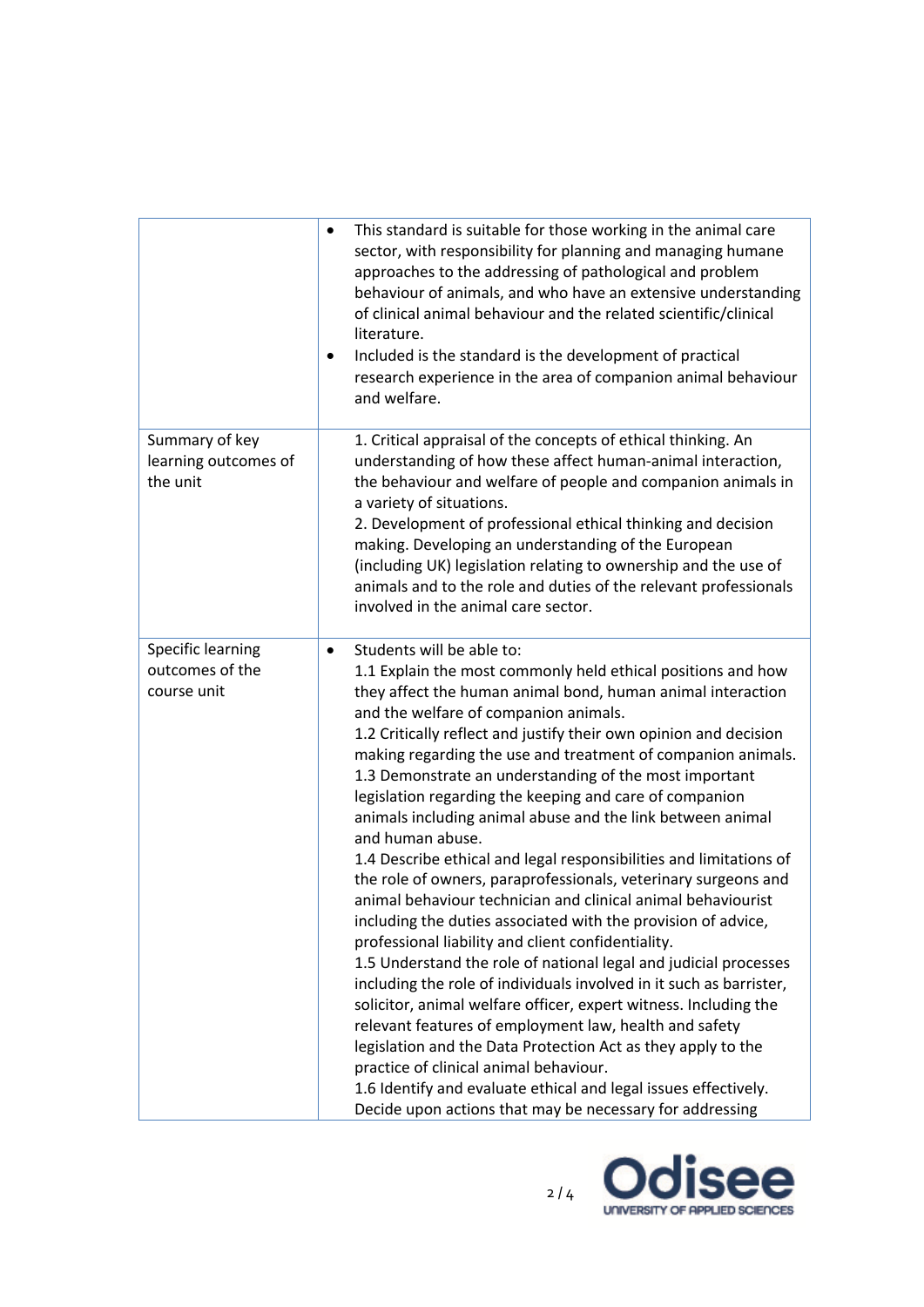| | |
|---|---|
| | • This standard is suitable for those working in the animal care sector, with responsibility for planning and managing humane approaches to the addressing of pathological and problem behaviour of animals, and who have an extensive understanding of clinical animal behaviour and the related scientific/clinical literature.<br>• Included is the standard is the development of practical research experience in the area of companion animal behaviour and welfare. |
| Summary of key learning outcomes of the unit | 1. Critical appraisal of the concepts of ethical thinking. An understanding of how these affect human-animal interaction, the behaviour and welfare of people and companion animals in a variety of situations.<br>2. Development of professional ethical thinking and decision making. Developing an understanding of the European (including UK) legislation relating to ownership and the use of animals and to the role and duties of the relevant professionals involved in the animal care sector. |
| Specific learning outcomes of the course unit | • Students will be able to:<br>1.1 Explain the most commonly held ethical positions and how they affect the human animal bond, human animal interaction and the welfare of companion animals.<br>1.2 Critically reflect and justify their own opinion and decision making regarding the use and treatment of companion animals.<br>1.3 Demonstrate an understanding of the most important legislation regarding the keeping and care of companion animals including animal abuse and the link between animal and human abuse.<br>1.4 Describe ethical and legal responsibilities and limitations of the role of owners, paraprofessionals, veterinary surgeons and animal behaviour technician and clinical animal behaviourist including the duties associated with the provision of advice, professional liability and client confidentiality.<br>1.5 Understand the role of national legal and judicial processes including the role of individuals involved in it such as barrister, solicitor, animal welfare officer, expert witness. Including the relevant features of employment law, health and safety legislation and the Data Protection Act as they apply to the practice of clinical animal behaviour.<br>1.6 Identify and evaluate ethical and legal issues effectively. Decide upon actions that may be necessary for addressing |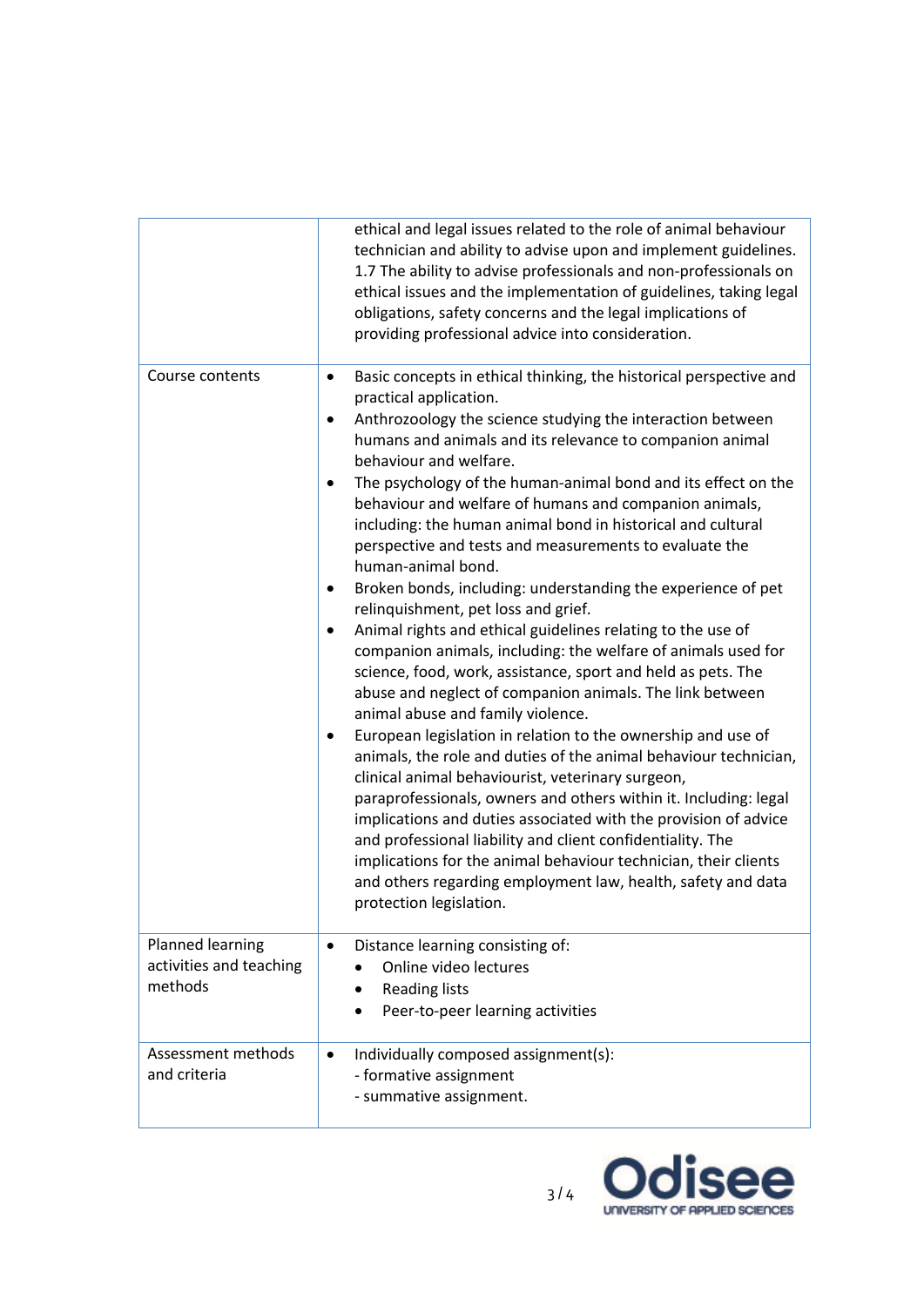| | |
|---|---|
| | ethical and legal issues related to the role of animal behaviour technician and ability to advise upon and implement guidelines.<br>1.7 The ability to advise professionals and non-professionals on ethical issues and the implementation of guidelines, taking legal obligations, safety concerns and the legal implications of providing professional advice into consideration. |
| Course contents | • Basic concepts in ethical thinking, the historical perspective and practical application.<br>• Anthrozoology the science studying the interaction between humans and animals and its relevance to companion animal behaviour and welfare.<br>• The psychology of the human-animal bond and its effect on the behaviour and welfare of humans and companion animals, including: the human animal bond in historical and cultural perspective and tests and measurements to evaluate the human-animal bond.<br>• Broken bonds, including: understanding the experience of pet relinquishment, pet loss and grief.<br>• Animal rights and ethical guidelines relating to the use of companion animals, including: the welfare of animals used for science, food, work, assistance, sport and held as pets. The abuse and neglect of companion animals. The link between animal abuse and family violence.<br>• European legislation in relation to the ownership and use of animals, the role and duties of the animal behaviour technician, clinical animal behaviourist, veterinary surgeon, paraprofessionals, owners and others within it. Including: legal implications and duties associated with the provision of advice and professional liability and client confidentiality. The implications for the animal behaviour technician, their clients and others regarding employment law, health, safety and data protection legislation. |
| Planned learning activities and teaching methods | • Distance learning consisting of:<br>  • Online video lectures<br>  • Reading lists<br>  • Peer-to-peer learning activities |
| Assessment methods and criteria | • Individually composed assignment(s):<br>- formative assignment<br>- summative assignment. |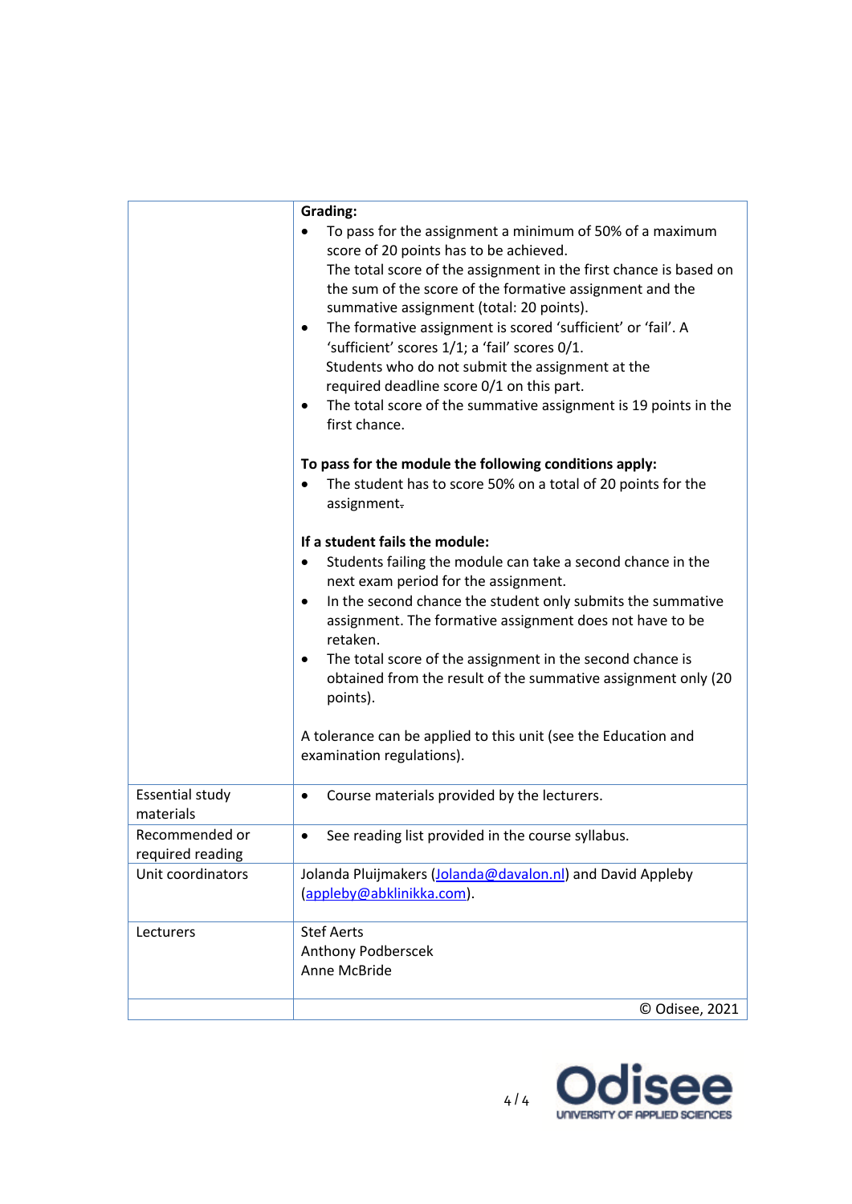| | |
|---|---|
| | **Grading:**<br>• To pass for the assignment a minimum of 50% of a maximum score of 20 points has to be achieved.<br>The total score of the assignment in the first chance is based on the sum of the score of the formative assignment and the summative assignment (total: 20 points).<br>• The formative assignment is scored 'sufficient' or 'fail'. A 'sufficient' scores 1/1; a 'fail' scores 0/1.<br>Students who do not submit the assignment at the required deadline score 0/1 on this part.<br>• The total score of the summative assignment is 19 points in the first chance.<br><br>**To pass for the module the following conditions apply:**<br>• The student has to score 50% on a total of 20 points for the assignment.<br><br>**If a student fails the module:**<br>• Students failing the module can take a second chance in the next exam period for the assignment.<br>• In the second chance the student only submits the summative assignment. The formative assignment does not have to be retaken.<br>• The total score of the assignment in the second chance is obtained from the result of the summative assignment only (20 points).<br><br>A tolerance can be applied to this unit (see the Education and examination regulations). |
| Essential study materials | • Course materials provided by the lecturers. |
| Recommended or required reading | • See reading list provided in the course syllabus. |
| Unit coordinators | Jolanda Pluijmakers (Jolanda@davalon.nl) and David Appleby (appleby@abklinikka.com). |
| Lecturers | Stef Aerts<br>Anthony Podberscek<br>Anne McBride |
| | © Odisee, 2021 |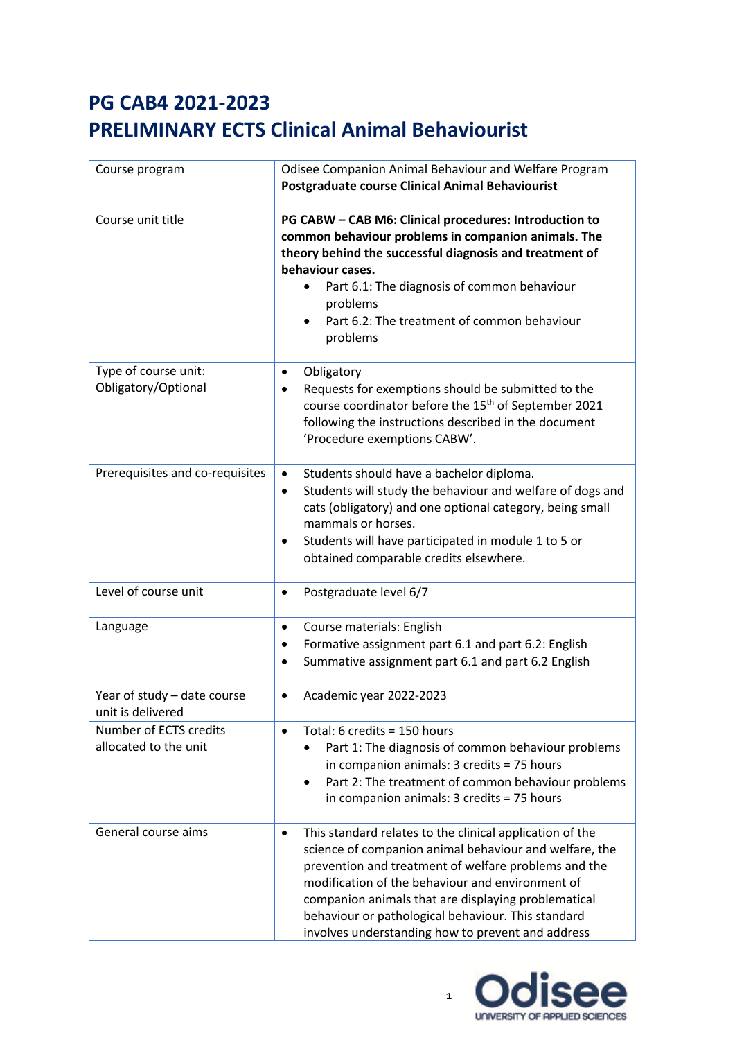# PG CAB4 2021-2023
# PRELIMINARY ECTS Clinical Animal Behaviourist

| | |
|---|---|
| Course program | Odisee Companion Animal Behaviour and Welfare Program<br>**Postgraduate course Clinical Animal Behaviourist** |
| Course unit title | **PG CABW – CAB M6: Clinical procedures: Introduction to common behaviour problems in companion animals. The theory behind the successful diagnosis and treatment of behaviour cases.**<br>• Part 6.1: The diagnosis of common behaviour problems<br>• Part 6.2: The treatment of common behaviour problems |
| Type of course unit: Obligatory/Optional | • Obligatory<br>• Requests for exemptions should be submitted to the course coordinator before the 15th of September 2021 following the instructions described in the document 'Procedure exemptions CABW'. |
| Prerequisites and co-requisites | • Students should have a bachelor diploma.<br>• Students will study the behaviour and welfare of dogs and cats (obligatory) and one optional category, being small mammals or horses.<br>• Students will have participated in module 1 to 5 or obtained comparable credits elsewhere. |
| Level of course unit | • Postgraduate level 6/7 |
| Language | • Course materials: English<br>• Formative assignment part 6.1 and part 6.2: English<br>• Summative assignment part 6.1 and part 6.2 English |
| Year of study – date course unit is delivered | • Academic year 2022-2023 |
| Number of ECTS credits allocated to the unit | • Total: 6 credits = 150 hours<br>• Part 1: The diagnosis of common behaviour problems in companion animals: 3 credits = 75 hours<br>• Part 2: The treatment of common behaviour problems in companion animals: 3 credits = 75 hours |
| General course aims | • This standard relates to the clinical application of the science of companion animal behaviour and welfare, the prevention and treatment of welfare problems and the modification of the behaviour and environment of companion animals that are displaying problematical behaviour or pathological behaviour. This standard involves understanding how to prevent and address |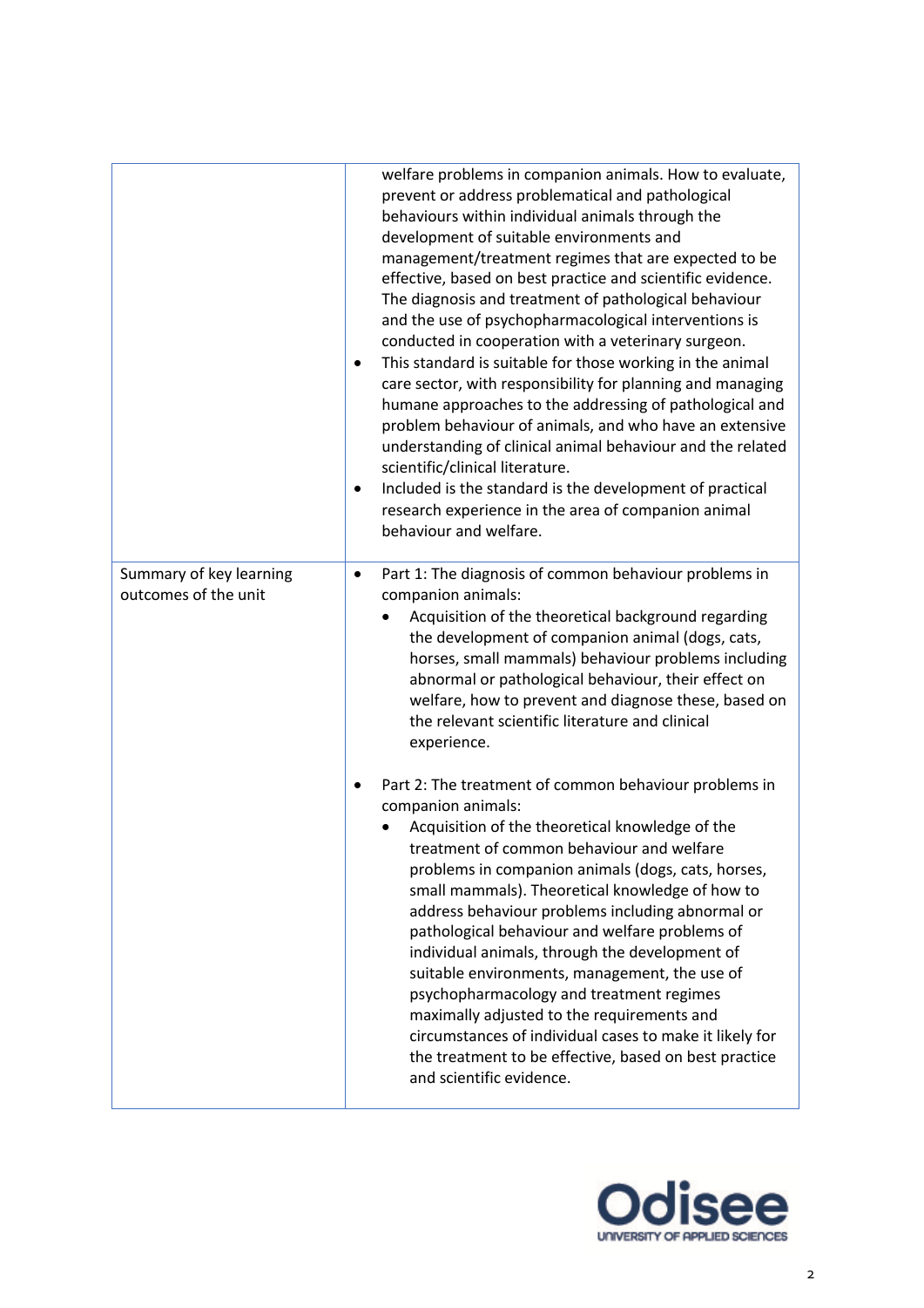| | |
|---|---|
| | welfare problems in companion animals. How to evaluate, prevent or address problematical and pathological behaviours within individual animals through the development of suitable environments and management/treatment regimes that are expected to be effective, based on best practice and scientific evidence. The diagnosis and treatment of pathological behaviour and the use of psychopharmacological interventions is conducted in cooperation with a veterinary surgeon.<br>• This standard is suitable for those working in the animal care sector, with responsibility for planning and managing humane approaches to the addressing of pathological and problem behaviour of animals, and who have an extensive understanding of clinical animal behaviour and the related scientific/clinical literature.<br>• Included is the standard is the development of practical research experience in the area of companion animal behaviour and welfare. |
| Summary of key learning outcomes of the unit | • Part 1: The diagnosis of common behaviour problems in companion animals:<br>&nbsp;&nbsp;&nbsp;&nbsp;• Acquisition of the theoretical background regarding the development of companion animal (dogs, cats, horses, small mammals) behaviour problems including abnormal or pathological behaviour, their effect on welfare, how to prevent and diagnose these, based on the relevant scientific literature and clinical experience.<br><br>• Part 2: The treatment of common behaviour problems in companion animals:<br>&nbsp;&nbsp;&nbsp;&nbsp;• Acquisition of the theoretical knowledge of the treatment of common behaviour and welfare problems in companion animals (dogs, cats, horses, small mammals). Theoretical knowledge of how to address behaviour problems including abnormal or pathological behaviour and welfare problems of individual animals, through the development of suitable environments, management, the use of psychopharmacology and treatment regimes maximally adjusted to the requirements and circumstances of individual cases to make it likely for the treatment to be effective, based on best practice and scientific evidence. |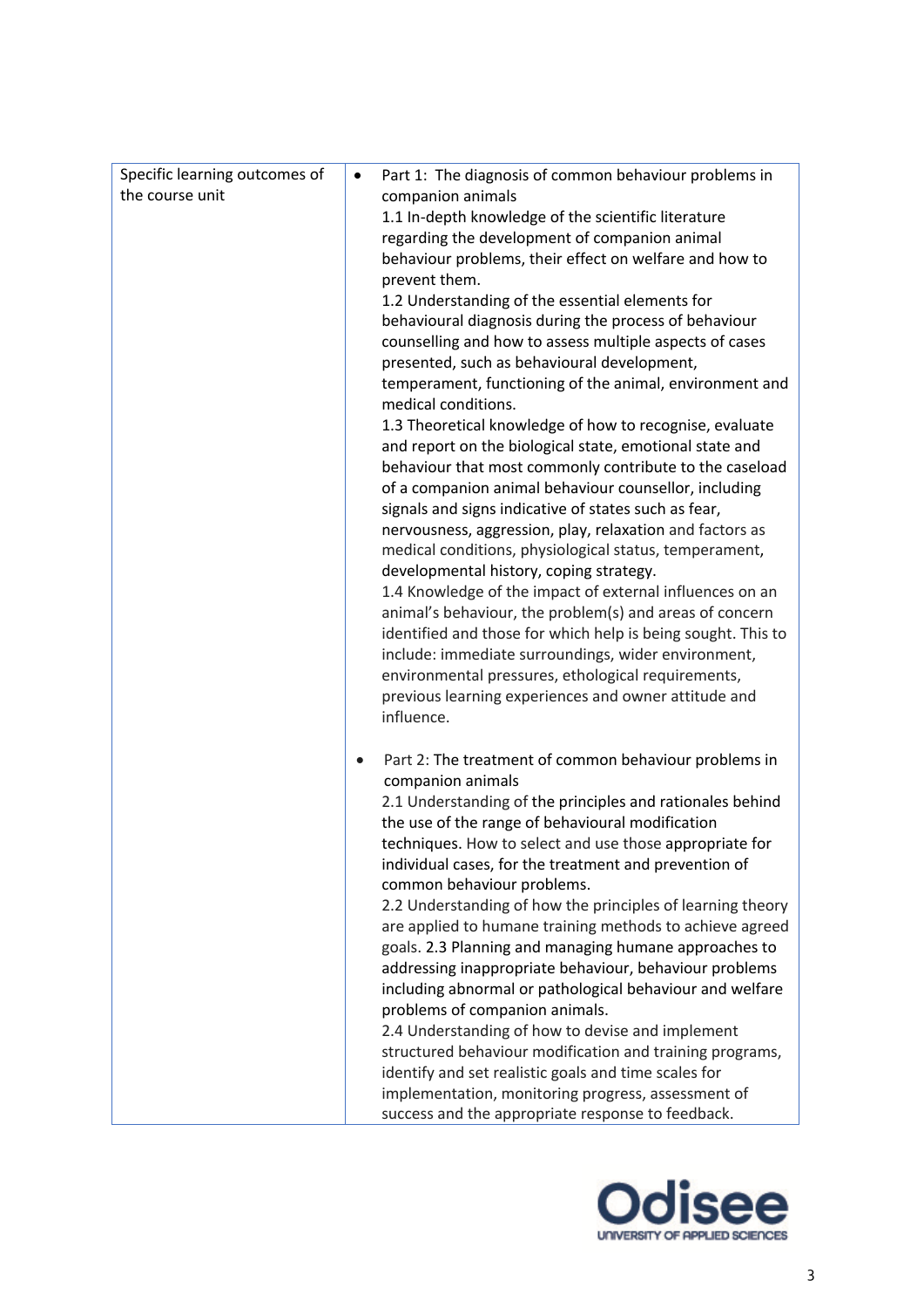| Specific learning outcomes of the course unit | <ul><li>Part 1: The diagnosis of common behaviour problems in companion animals<br>1.1 In-depth knowledge of the scientific literature regarding the development of companion animal behaviour problems, their effect on welfare and how to prevent them.<br>1.2 Understanding of the essential elements for behavioural diagnosis during the process of behaviour counselling and how to assess multiple aspects of cases presented, such as behavioural development, temperament, functioning of the animal, environment and medical conditions.<br>1.3 Theoretical knowledge of how to recognise, evaluate and report on the biological state, emotional state and behaviour that most commonly contribute to the caseload of a companion animal behaviour counsellor, including signals and signs indicative of states such as fear, nervousness, aggression, play, relaxation and factors as medical conditions, physiological status, temperament, developmental history, coping strategy.<br>1.4 Knowledge of the impact of external influences on an animal's behaviour, the problem(s) and areas of concern identified and those for which help is being sought. This to include: immediate surroundings, wider environment, environmental pressures, ethological requirements, previous learning experiences and owner attitude and influence.</li><li>Part 2: The treatment of common behaviour problems in companion animals<br>2.1 Understanding of the principles and rationales behind the use of the range of behavioural modification techniques. How to select and use those appropriate for individual cases, for the treatment and prevention of common behaviour problems.<br>2.2 Understanding of how the principles of learning theory are applied to humane training methods to achieve agreed goals. 2.3 Planning and managing humane approaches to addressing inappropriate behaviour, behaviour problems including abnormal or pathological behaviour and welfare problems of companion animals.<br>2.4 Understanding of how to devise and implement structured behaviour modification and training programs, identify and set realistic goals and time scales for implementation, monitoring progress, assessment of success and the appropriate response to feedback.</li></ul> |
|---|---|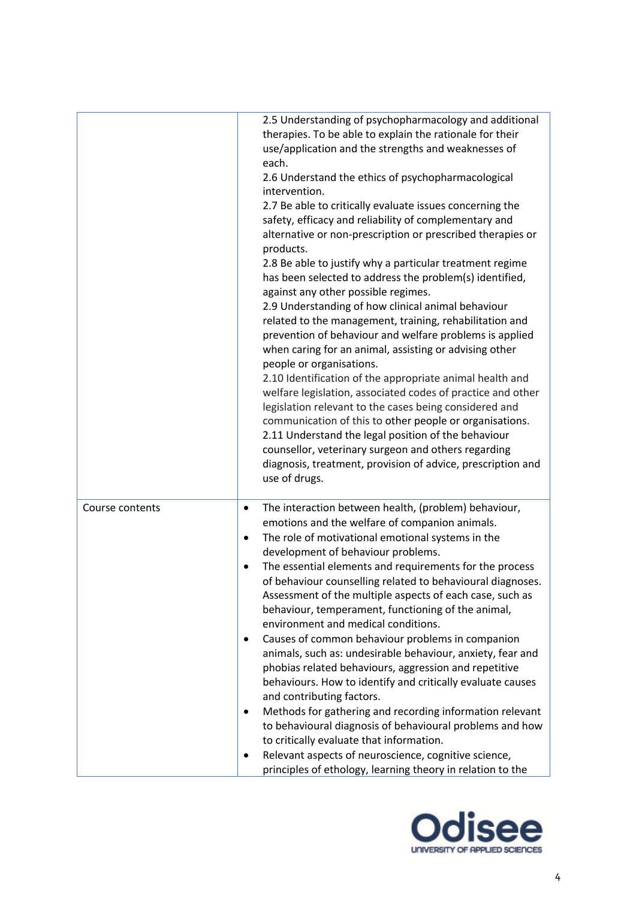| | |
|---|---|
| | 2.5 Understanding of psychopharmacology and additional therapies. To be able to explain the rationale for their use/application and the strengths and weaknesses of each.<br>2.6 Understand the ethics of psychopharmacological intervention.<br>2.7 Be able to critically evaluate issues concerning the safety, efficacy and reliability of complementary and alternative or non-prescription or prescribed therapies or products.<br>2.8 Be able to justify why a particular treatment regime has been selected to address the problem(s) identified, against any other possible regimes.<br>2.9 Understanding of how clinical animal behaviour related to the management, training, rehabilitation and prevention of behaviour and welfare problems is applied when caring for an animal, assisting or advising other people or organisations.<br>2.10 Identification of the appropriate animal health and welfare legislation, associated codes of practice and other legislation relevant to the cases being considered and communication of this to other people or organisations.<br>2.11 Understand the legal position of the behaviour counsellor, veterinary surgeon and others regarding diagnosis, treatment, provision of advice, prescription and use of drugs. |
| Course contents | • The interaction between health, (problem) behaviour, emotions and the welfare of companion animals.<br>• The role of motivational emotional systems in the development of behaviour problems.<br>• The essential elements and requirements for the process of behaviour counselling related to behavioural diagnoses. Assessment of the multiple aspects of each case, such as behaviour, temperament, functioning of the animal, environment and medical conditions.<br>• Causes of common behaviour problems in companion animals, such as: undesirable behaviour, anxiety, fear and phobias related behaviours, aggression and repetitive behaviours. How to identify and critically evaluate causes and contributing factors.<br>• Methods for gathering and recording information relevant to behavioural diagnosis of behavioural problems and how to critically evaluate that information.<br>• Relevant aspects of neuroscience, cognitive science, principles of ethology, learning theory in relation to the |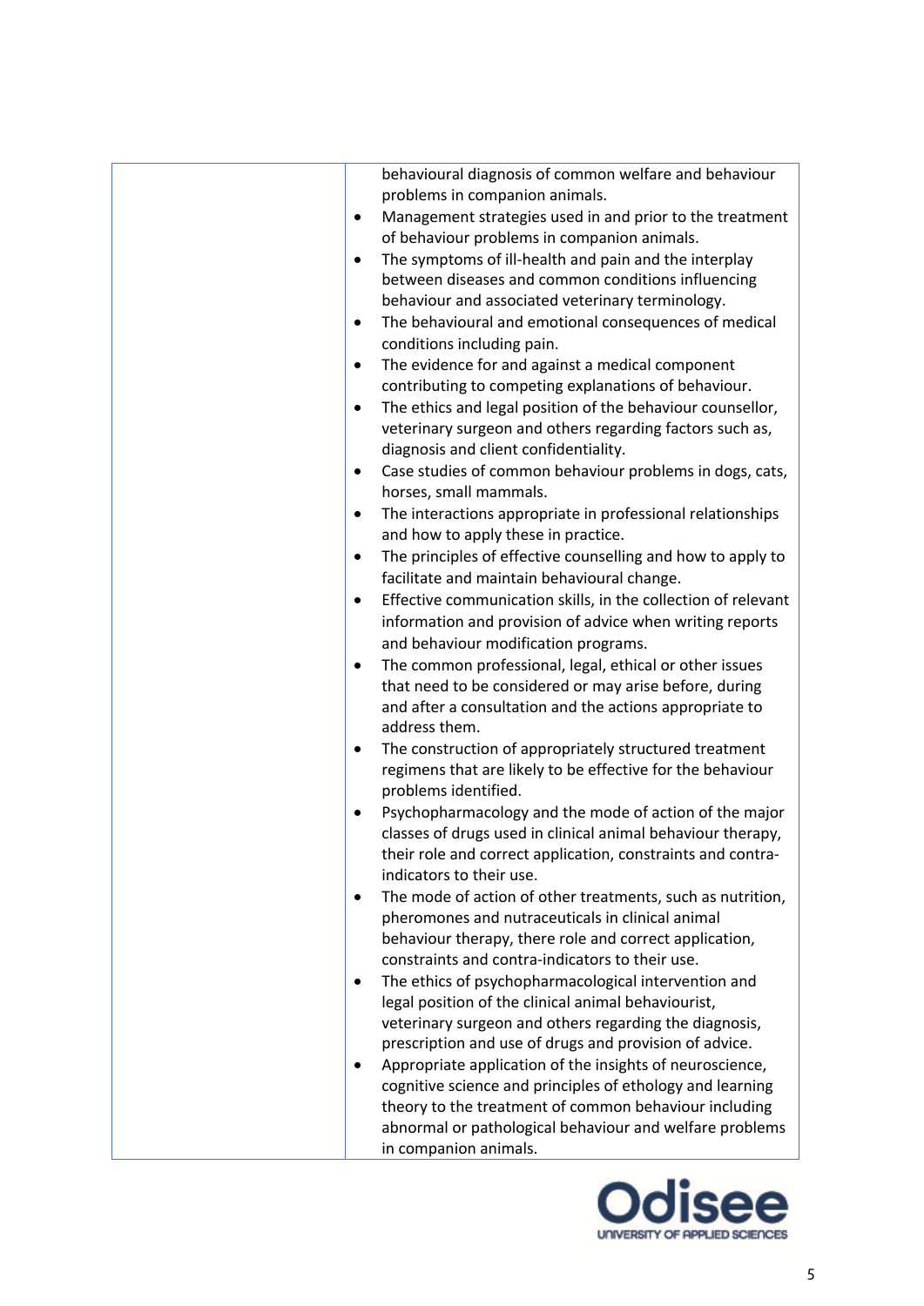| | |
|---|---|
| | behavioural diagnosis of common welfare and behaviour problems in companion animals.<br>• Management strategies used in and prior to the treatment of behaviour problems in companion animals.<br>• The symptoms of ill-health and pain and the interplay between diseases and common conditions influencing behaviour and associated veterinary terminology.<br>• The behavioural and emotional consequences of medical conditions including pain.<br>• The evidence for and against a medical component contributing to competing explanations of behaviour.<br>• The ethics and legal position of the behaviour counsellor, veterinary surgeon and others regarding factors such as, diagnosis and client confidentiality.<br>• Case studies of common behaviour problems in dogs, cats, horses, small mammals.<br>• The interactions appropriate in professional relationships and how to apply these in practice.<br>• The principles of effective counselling and how to apply to facilitate and maintain behavioural change.<br>• Effective communication skills, in the collection of relevant information and provision of advice when writing reports and behaviour modification programs.<br>• The common professional, legal, ethical or other issues that need to be considered or may arise before, during and after a consultation and the actions appropriate to address them.<br>• The construction of appropriately structured treatment regimens that are likely to be effective for the behaviour problems identified.<br>• Psychopharmacology and the mode of action of the major classes of drugs used in clinical animal behaviour therapy, their role and correct application, constraints and contra-indicators to their use.<br>• The mode of action of other treatments, such as nutrition, pheromones and nutraceuticals in clinical animal behaviour therapy, there role and correct application, constraints and contra-indicators to their use.<br>• The ethics of psychopharmacological intervention and legal position of the clinical animal behaviourist, veterinary surgeon and others regarding the diagnosis, prescription and use of drugs and provision of advice.<br>• Appropriate application of the insights of neuroscience, cognitive science and principles of ethology and learning theory to the treatment of common behaviour including abnormal or pathological behaviour and welfare problems in companion animals. |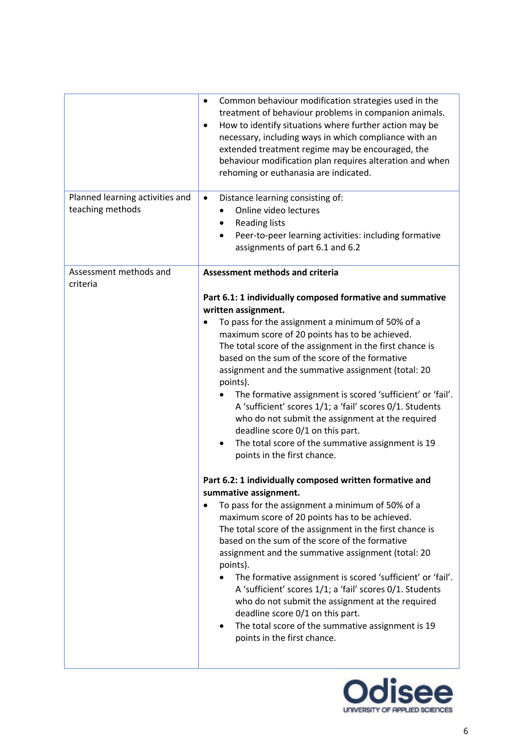| | |
|---|---|
| | • Common behaviour modification strategies used in the treatment of behaviour problems in companion animals.<br>• How to identify situations where further action may be necessary, including ways in which compliance with an extended treatment regime may be encouraged, the behaviour modification plan requires alteration and when rehoming or euthanasia are indicated. |
| Planned learning activities and teaching methods | • Distance learning consisting of:<br>&nbsp;&nbsp;&nbsp;&nbsp;• Online video lectures<br>&nbsp;&nbsp;&nbsp;&nbsp;• Reading lists<br>&nbsp;&nbsp;&nbsp;&nbsp;• Peer-to-peer learning activities: including formative assignments of part 6.1 and 6.2 |
| Assessment methods and criteria | **Assessment methods and criteria**<br><br>**Part 6.1: 1 individually composed formative and summative written assignment.**<br>• To pass for the assignment a minimum of 50% of a maximum score of 20 points has to be achieved.<br>The total score of the assignment in the first chance is based on the sum of the score of the formative assignment and the summative assignment (total: 20 points).<br>&nbsp;&nbsp;&nbsp;&nbsp;• The formative assignment is scored 'sufficient' or 'fail'. A 'sufficient' scores 1/1; a 'fail' scores 0/1. Students who do not submit the assignment at the required deadline score 0/1 on this part.<br>&nbsp;&nbsp;&nbsp;&nbsp;• The total score of the summative assignment is 19 points in the first chance.<br><br>**Part 6.2: 1 individually composed written formative and summative assignment.**<br>• To pass for the assignment a minimum of 50% of a maximum score of 20 points has to be achieved.<br>The total score of the assignment in the first chance is based on the sum of the score of the formative assignment and the summative assignment (total: 20 points).<br>&nbsp;&nbsp;&nbsp;&nbsp;• The formative assignment is scored 'sufficient' or 'fail'. A 'sufficient' scores 1/1; a 'fail' scores 0/1. Students who do not submit the assignment at the required deadline score 0/1 on this part.<br>&nbsp;&nbsp;&nbsp;&nbsp;• The total score of the summative assignment is 19 points in the first chance. |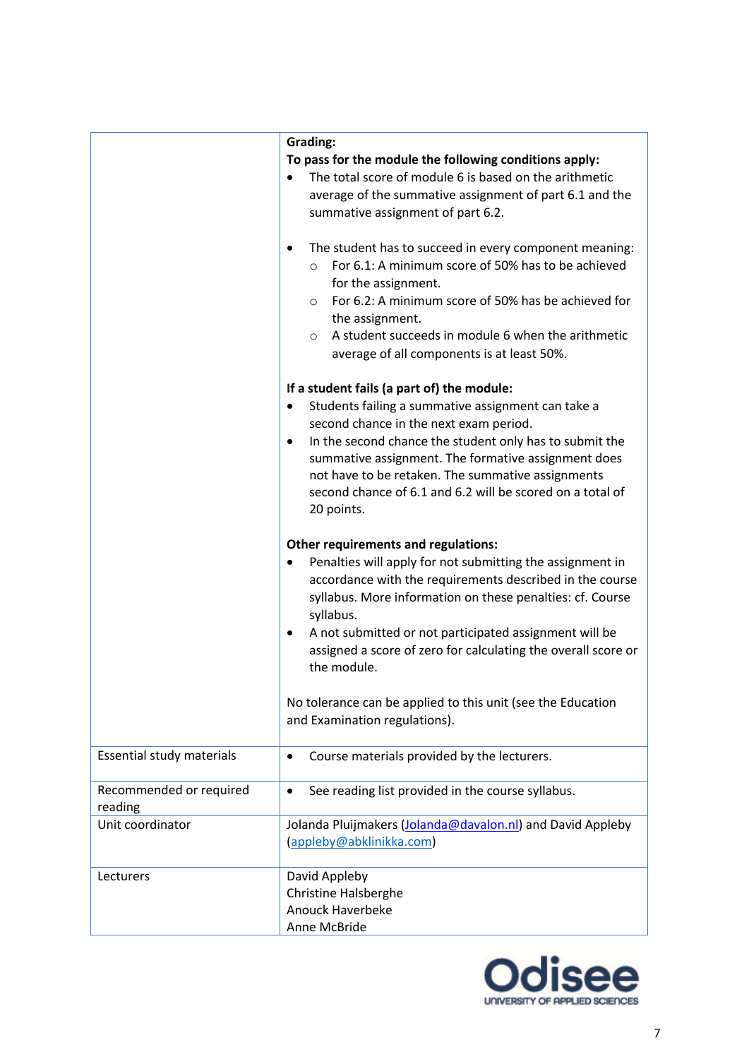| | |
|---|---|
| | **Grading:**<br>**To pass for the module the following conditions apply:**<br>• The total score of module 6 is based on the arithmetic average of the summative assignment of part 6.1 and the summative assignment of part 6.2.<br><br>• The student has to succeed in every component meaning:<br>  ○ For 6.1: A minimum score of 50% has to be achieved for the assignment.<br>  ○ For 6.2: A minimum score of 50% has be achieved for the assignment.<br>  ○ A student succeeds in module 6 when the arithmetic average of all components is at least 50%.<br><br>**If a student fails (a part of) the module:**<br>• Students failing a summative assignment can take a second chance in the next exam period.<br>• In the second chance the student only has to submit the summative assignment. The formative assignment does not have to be retaken. The summative assignments second chance of 6.1 and 6.2 will be scored on a total of 20 points.<br><br>**Other requirements and regulations:**<br>• Penalties will apply for not submitting the assignment in accordance with the requirements described in the course syllabus. More information on these penalties: cf. Course syllabus.<br>• A not submitted or not participated assignment will be assigned a score of zero for calculating the overall score or the module.<br><br>No tolerance can be applied to this unit (see the Education and Examination regulations). |
| Essential study materials | • Course materials provided by the lecturers. |
| Recommended or required reading | • See reading list provided in the course syllabus. |
| Unit coordinator | Jolanda Pluijmakers (Jolanda@davalon.nl) and David Appleby (appleby@abklinikka.com) |
| Lecturers | David Appleby<br>Christine Halsberghe<br>Anouck Haverbeke<br>Anne McBride |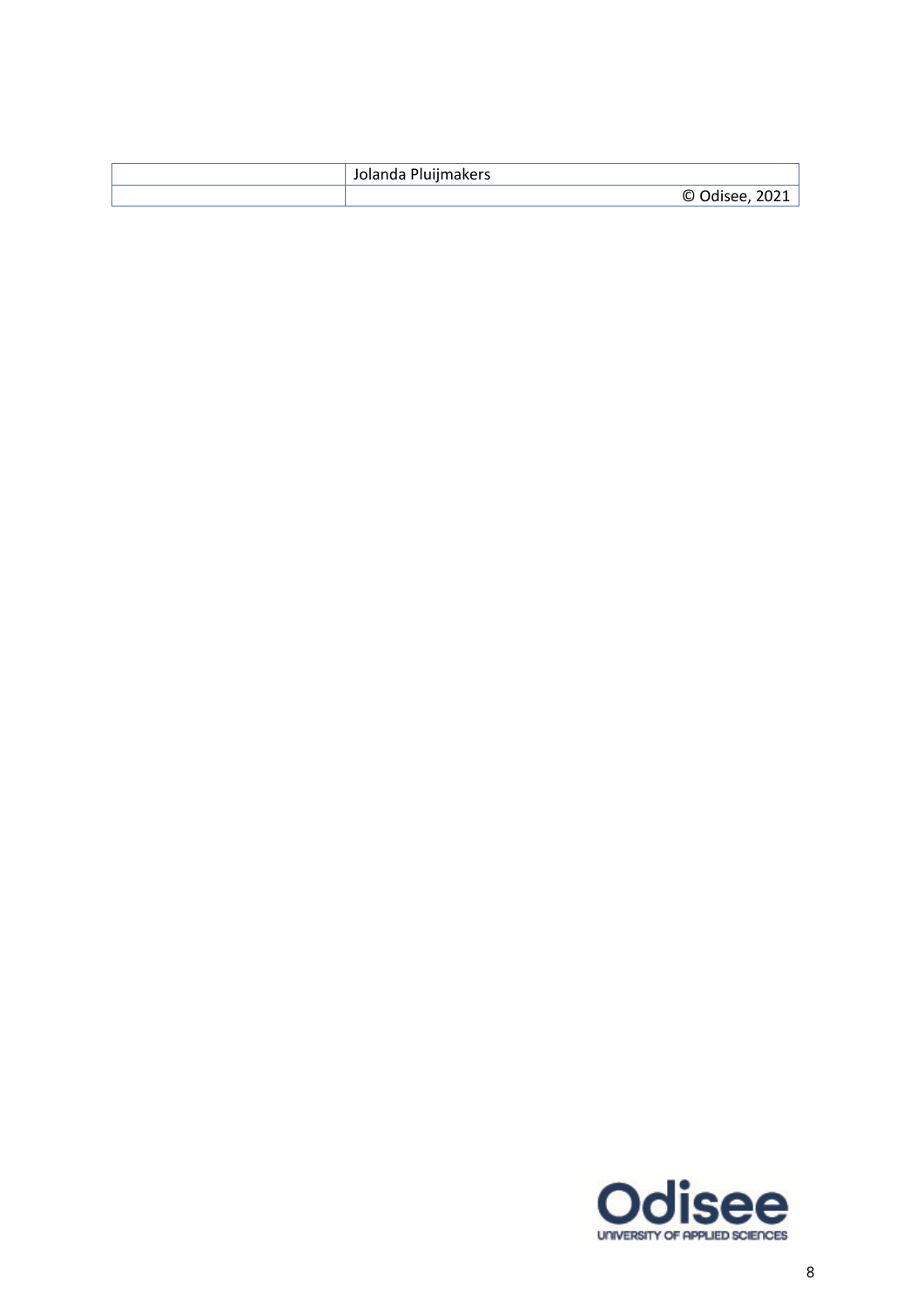|  | Jolanda Pluijmakers |
| --- | --- |
|  | © Odisee, 2021 |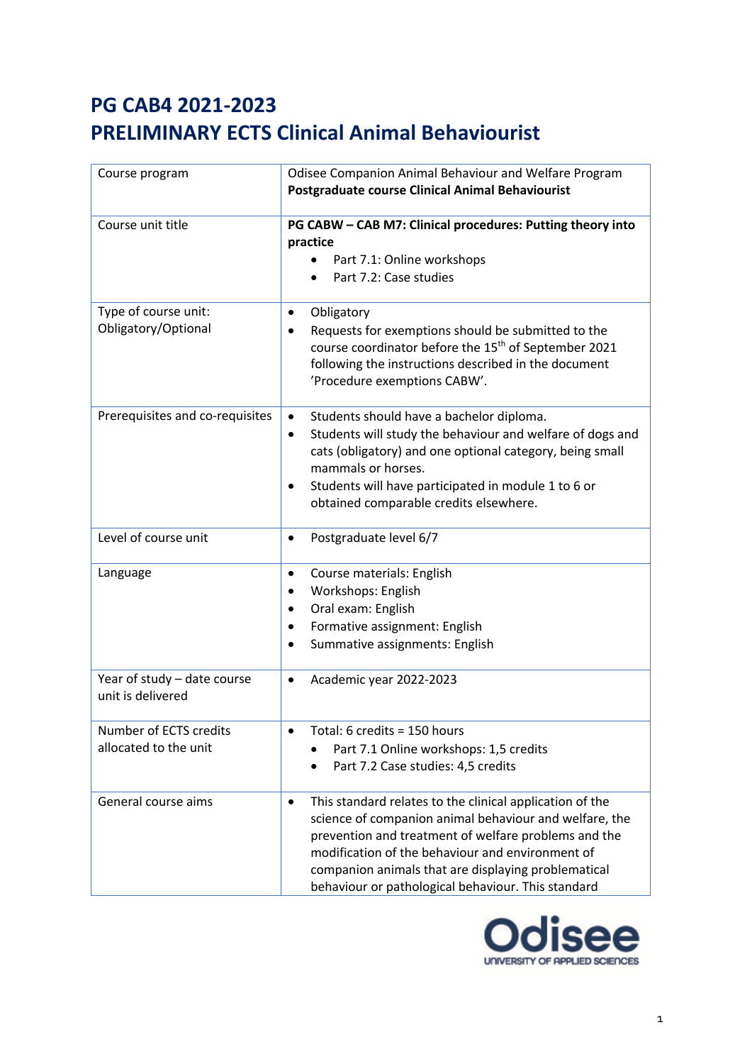# PG CAB4 2021-2023
# PRELIMINARY ECTS Clinical Animal Behaviourist

| Course program | Odisee Companion Animal Behaviour and Welfare Program<br>**Postgraduate course Clinical Animal Behaviourist** |
|---|---|
| Course unit title | **PG CABW – CAB M7: Clinical procedures: Putting theory into practice**<br>• Part 7.1: Online workshops<br>• Part 7.2: Case studies |
| Type of course unit: Obligatory/Optional | • Obligatory<br>• Requests for exemptions should be submitted to the course coordinator before the 15th of September 2021 following the instructions described in the document 'Procedure exemptions CABW'. |
| Prerequisites and co-requisites | • Students should have a bachelor diploma.<br>• Students will study the behaviour and welfare of dogs and cats (obligatory) and one optional category, being small mammals or horses.<br>• Students will have participated in module 1 to 6 or obtained comparable credits elsewhere. |
| Level of course unit | • Postgraduate level 6/7 |
| Language | • Course materials: English<br>• Workshops: English<br>• Oral exam: English<br>• Formative assignment: English<br>• Summative assignments: English |
| Year of study – date course unit is delivered | • Academic year 2022-2023 |
| Number of ECTS credits allocated to the unit | • Total: 6 credits = 150 hours<br>  • Part 7.1 Online workshops: 1,5 credits<br>  • Part 7.2 Case studies: 4,5 credits |
| General course aims | • This standard relates to the clinical application of the science of companion animal behaviour and welfare, the prevention and treatment of welfare problems and the modification of the behaviour and environment of companion animals that are displaying problematical behaviour or pathological behaviour. This standard |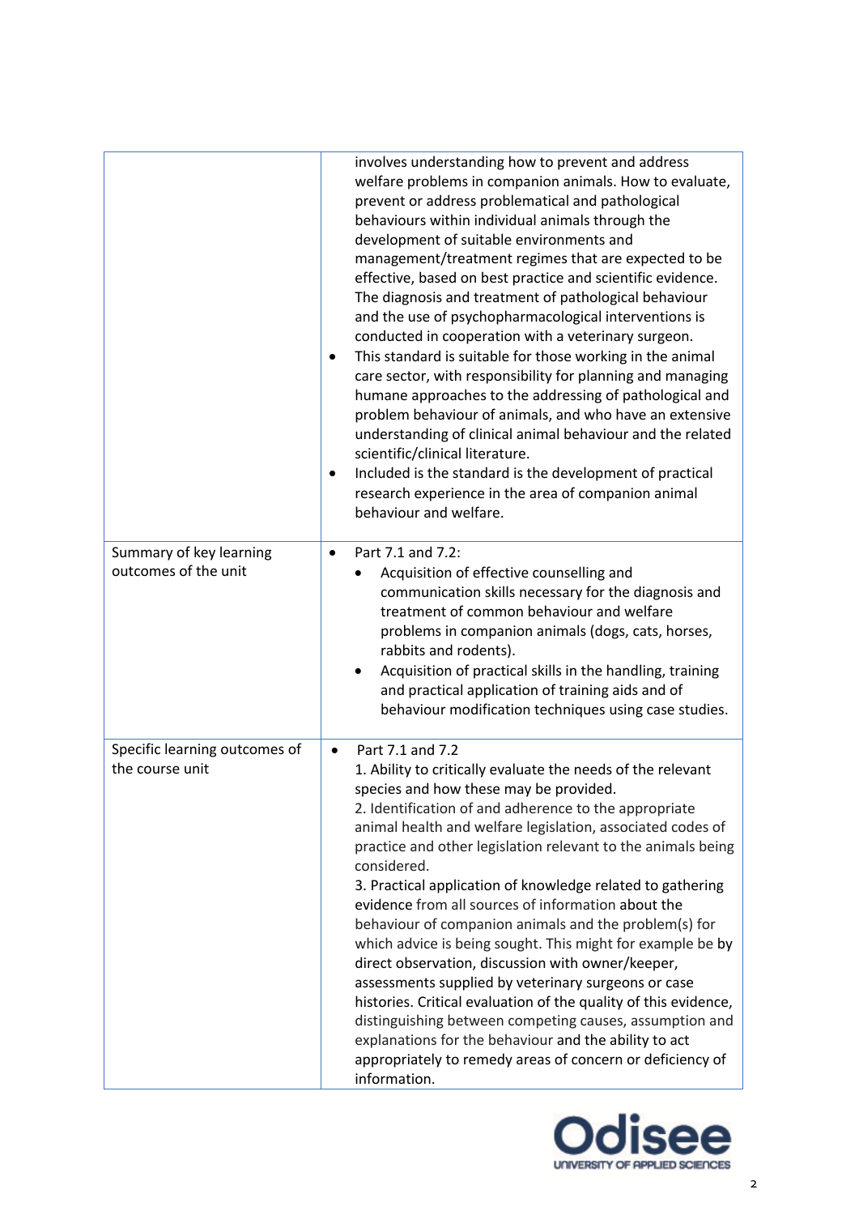| | |
|---|---|
| | involves understanding how to prevent and address welfare problems in companion animals. How to evaluate, prevent or address problematical and pathological behaviours within individual animals through the development of suitable environments and management/treatment regimes that are expected to be effective, based on best practice and scientific evidence. The diagnosis and treatment of pathological behaviour and the use of psychopharmacological interventions is conducted in cooperation with a veterinary surgeon.<br>• This standard is suitable for those working in the animal care sector, with responsibility for planning and managing humane approaches to the addressing of pathological and problem behaviour of animals, and who have an extensive understanding of clinical animal behaviour and the related scientific/clinical literature.<br>• Included is the standard is the development of practical research experience in the area of companion animal behaviour and welfare. |
| Summary of key learning outcomes of the unit | • Part 7.1 and 7.2:<br>  • Acquisition of effective counselling and communication skills necessary for the diagnosis and treatment of common behaviour and welfare problems in companion animals (dogs, cats, horses, rabbits and rodents).<br>  • Acquisition of practical skills in the handling, training and practical application of training aids and of behaviour modification techniques using case studies. |
| Specific learning outcomes of the course unit | • Part 7.1 and 7.2<br>1. Ability to critically evaluate the needs of the relevant species and how these may be provided.<br>2. Identification of and adherence to the appropriate animal health and welfare legislation, associated codes of practice and other legislation relevant to the animals being considered.<br>3. Practical application of knowledge related to gathering evidence from all sources of information about the behaviour of companion animals and the problem(s) for which advice is being sought. This might for example be by direct observation, discussion with owner/keeper, assessments supplied by veterinary surgeons or case histories. Critical evaluation of the quality of this evidence, distinguishing between competing causes, assumption and explanations for the behaviour and the ability to act appropriately to remedy areas of concern or deficiency of information. |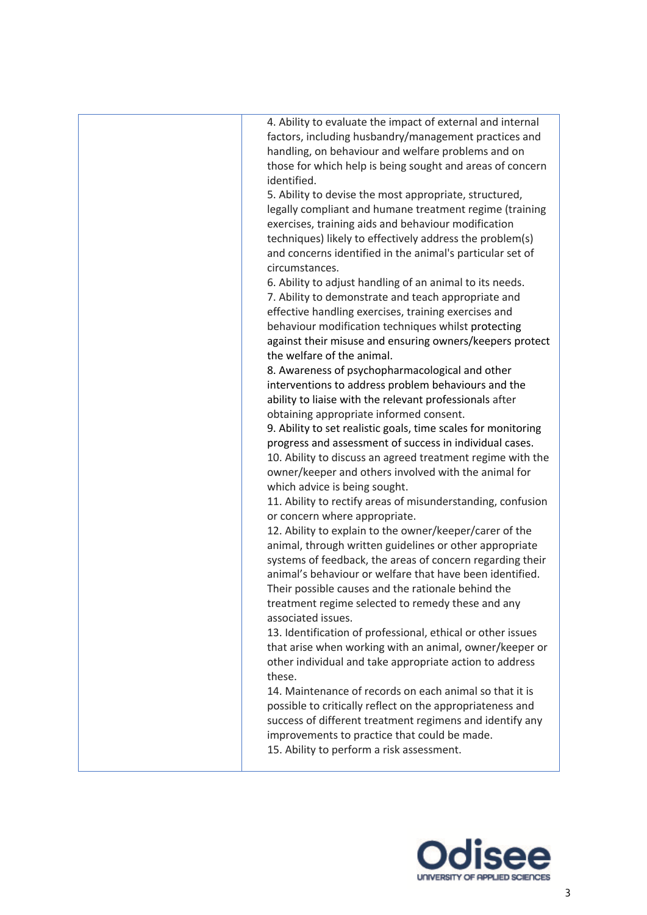| | |
|---|---|
| | 4. Ability to evaluate the impact of external and internal factors, including husbandry/management practices and handling, on behaviour and welfare problems and on those for which help is being sought and areas of concern identified.<br>5. Ability to devise the most appropriate, structured, legally compliant and humane treatment regime (training exercises, training aids and behaviour modification techniques) likely to effectively address the problem(s) and concerns identified in the animal's particular set of circumstances.<br>6. Ability to adjust handling of an animal to its needs.<br>7. Ability to demonstrate and teach appropriate and effective handling exercises, training exercises and behaviour modification techniques whilst protecting against their misuse and ensuring owners/keepers protect the welfare of the animal.<br>8. Awareness of psychopharmacological and other interventions to address problem behaviours and the ability to liaise with the relevant professionals after obtaining appropriate informed consent.<br>9. Ability to set realistic goals, time scales for monitoring progress and assessment of success in individual cases.<br>10. Ability to discuss an agreed treatment regime with the owner/keeper and others involved with the animal for which advice is being sought.<br>11. Ability to rectify areas of misunderstanding, confusion or concern where appropriate.<br>12. Ability to explain to the owner/keeper/carer of the animal, through written guidelines or other appropriate systems of feedback, the areas of concern regarding their animal's behaviour or welfare that have been identified. Their possible causes and the rationale behind the treatment regime selected to remedy these and any associated issues.<br>13. Identification of professional, ethical or other issues that arise when working with an animal, owner/keeper or other individual and take appropriate action to address these.<br>14. Maintenance of records on each animal so that it is possible to critically reflect on the appropriateness and success of different treatment regimens and identify any improvements to practice that could be made.<br>15. Ability to perform a risk assessment. |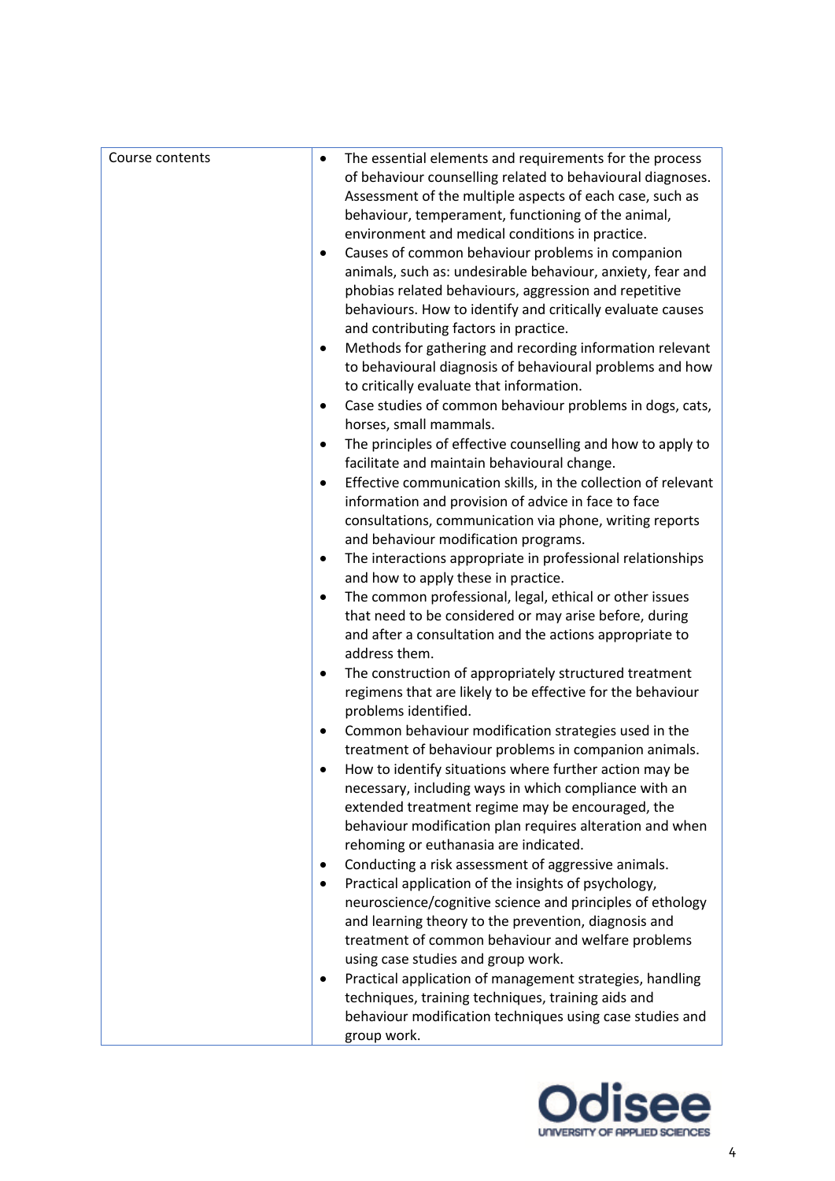| Course contents | <ul><li>The essential elements and requirements for the process of behaviour counselling related to behavioural diagnoses. Assessment of the multiple aspects of each case, such as behaviour, temperament, functioning of the animal, environment and medical conditions in practice.</li><li>Causes of common behaviour problems in companion animals, such as: undesirable behaviour, anxiety, fear and phobias related behaviours, aggression and repetitive behaviours. How to identify and critically evaluate causes and contributing factors in practice.</li><li>Methods for gathering and recording information relevant to behavioural diagnosis of behavioural problems and how to critically evaluate that information.</li><li>Case studies of common behaviour problems in dogs, cats, horses, small mammals.</li><li>The principles of effective counselling and how to apply to facilitate and maintain behavioural change.</li><li>Effective communication skills, in the collection of relevant information and provision of advice in face to face consultations, communication via phone, writing reports and behaviour modification programs.</li><li>The interactions appropriate in professional relationships and how to apply these in practice.</li><li>The common professional, legal, ethical or other issues that need to be considered or may arise before, during and after a consultation and the actions appropriate to address them.</li><li>The construction of appropriately structured treatment regimens that are likely to be effective for the behaviour problems identified.</li><li>Common behaviour modification strategies used in the treatment of behaviour problems in companion animals.</li><li>How to identify situations where further action may be necessary, including ways in which compliance with an extended treatment regime may be encouraged, the behaviour modification plan requires alteration and when rehoming or euthanasia are indicated.</li><li>Conducting a risk assessment of aggressive animals.</li><li>Practical application of the insights of psychology, neuroscience/cognitive science and principles of ethology and learning theory to the prevention, diagnosis and treatment of common behaviour and welfare problems using case studies and group work.</li><li>Practical application of management strategies, handling techniques, training techniques, training aids and behaviour modification techniques using case studies and group work.</li></ul> |
|---|---|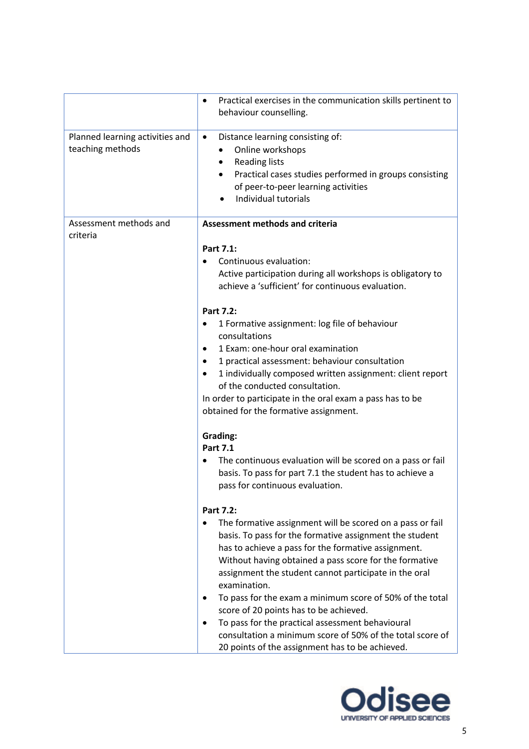| | |
|---|---|
| | • Practical exercises in the communication skills pertinent to behaviour counselling. |
| Planned learning activities and teaching methods | • Distance learning consisting of:<br>  • Online workshops<br>  • Reading lists<br>  • Practical cases studies performed in groups consisting of peer-to-peer learning activities<br>  • Individual tutorials |
| Assessment methods and criteria | **Assessment methods and criteria**<br><br>**Part 7.1:**<br>• Continuous evaluation:<br>Active participation during all workshops is obligatory to achieve a 'sufficient' for continuous evaluation.<br><br>**Part 7.2:**<br>• 1 Formative assignment: log file of behaviour consultations<br>• 1 Exam: one-hour oral examination<br>• 1 practical assessment: behaviour consultation<br>• 1 individually composed written assignment: client report of the conducted consultation.<br>In order to participate in the oral exam a pass has to be obtained for the formative assignment.<br><br>**Grading:**<br>**Part 7.1**<br>• The continuous evaluation will be scored on a pass or fail basis. To pass for part 7.1 the student has to achieve a pass for continuous evaluation.<br><br>**Part 7.2:**<br>• The formative assignment will be scored on a pass or fail basis. To pass for the formative assignment the student has to achieve a pass for the formative assignment. Without having obtained a pass score for the formative assignment the student cannot participate in the oral examination.<br>• To pass for the exam a minimum score of 50% of the total score of 20 points has to be achieved.<br>• To pass for the practical assessment behavioural consultation a minimum score of 50% of the total score of 20 points of the assignment has to be achieved. |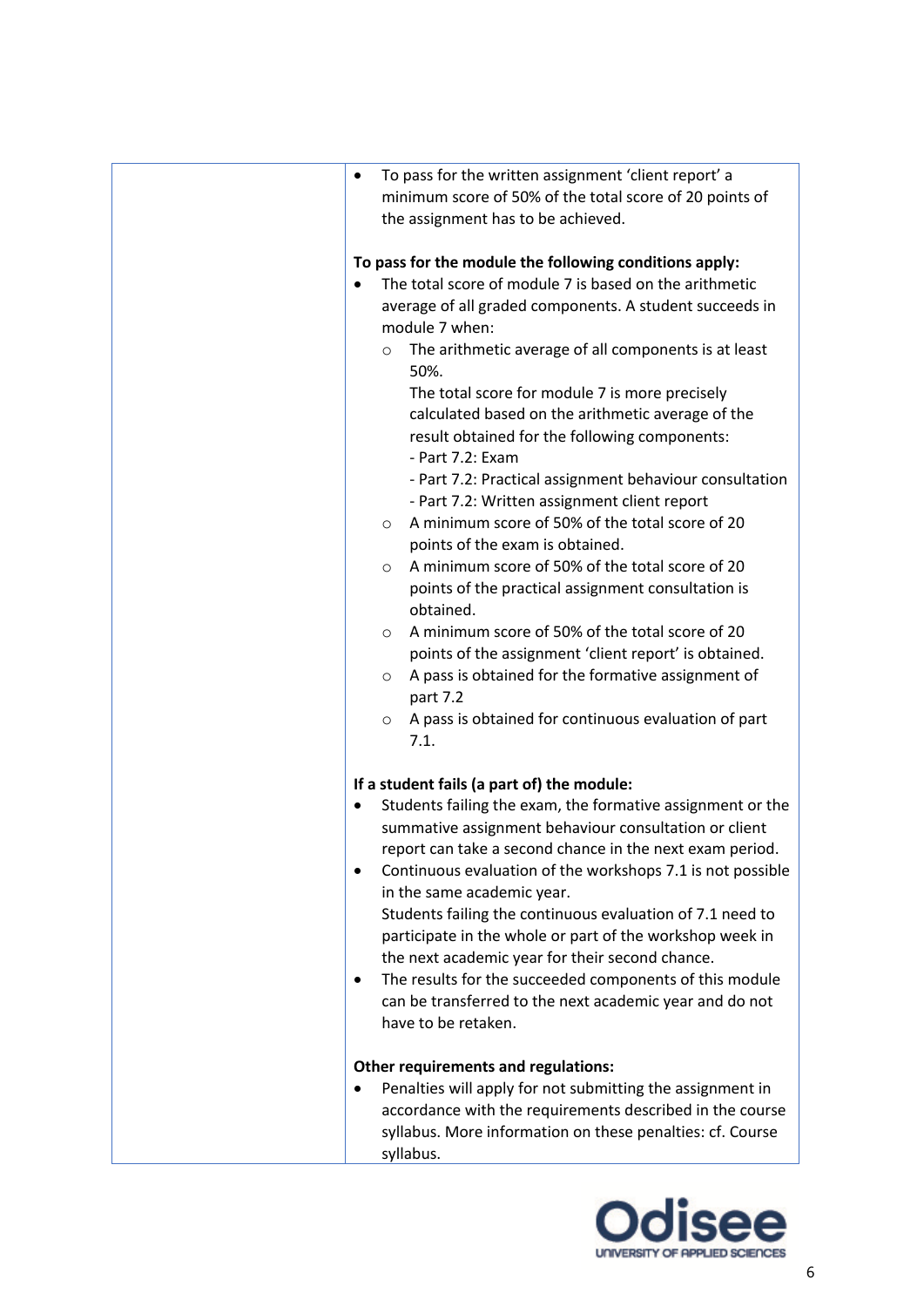| | • To pass for the written assignment 'client report' a minimum score of 50% of the total score of 20 points of the assignment has to be achieved.<br><br>**To pass for the module the following conditions apply:**<br>• The total score of module 7 is based on the arithmetic average of all graded components. A student succeeds in module 7 when:<br>  ○ The arithmetic average of all components is at least 50%.<br>  The total score for module 7 is more precisely calculated based on the arithmetic average of the result obtained for the following components:<br>  - Part 7.2: Exam<br>  - Part 7.2: Practical assignment behaviour consultation<br>  - Part 7.2: Written assignment client report<br>  ○ A minimum score of 50% of the total score of 20 points of the exam is obtained.<br>  ○ A minimum score of 50% of the total score of 20 points of the practical assignment consultation is obtained.<br>  ○ A minimum score of 50% of the total score of 20 points of the assignment 'client report' is obtained.<br>  ○ A pass is obtained for the formative assignment of part 7.2<br>  ○ A pass is obtained for continuous evaluation of part 7.1.<br><br>**If a student fails (a part of) the module:**<br>• Students failing the exam, the formative assignment or the summative assignment behaviour consultation or client report can take a second chance in the next exam period.<br>• Continuous evaluation of the workshops 7.1 is not possible in the same academic year.<br>Students failing the continuous evaluation of 7.1 need to participate in the whole or part of the workshop week in the next academic year for their second chance.<br>• The results for the succeeded components of this module can be transferred to the next academic year and do not have to be retaken.<br><br>**Other requirements and regulations:**<br>• Penalties will apply for not submitting the assignment in accordance with the requirements described in the course syllabus. More information on these penalties: cf. Course syllabus. |
|---|---|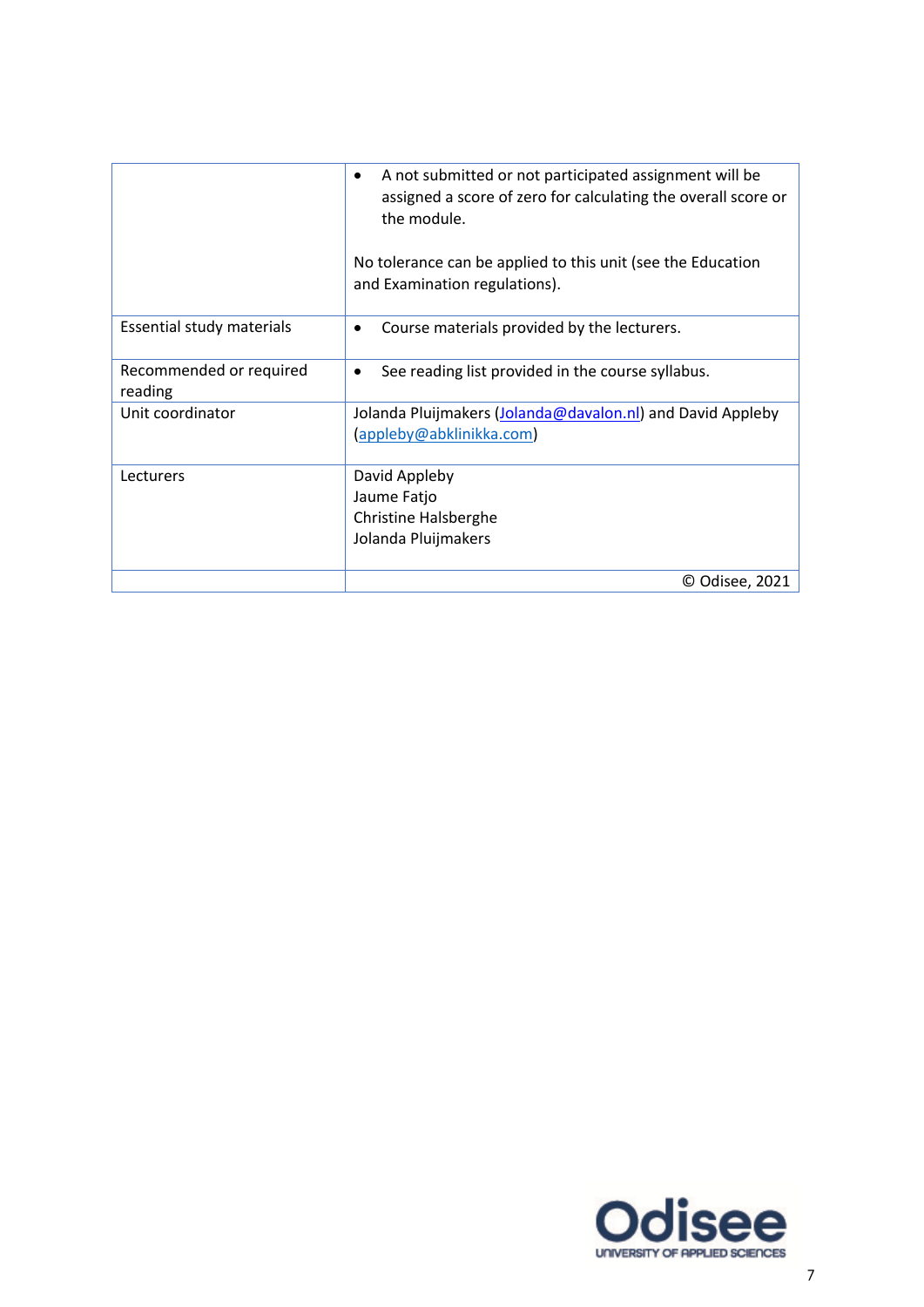| | |
|---|---|
| | • A not submitted or not participated assignment will be assigned a score of zero for calculating the overall score or the module.<br><br>No tolerance can be applied to this unit (see the Education and Examination regulations). |
| Essential study materials | • Course materials provided by the lecturers. |
| Recommended or required reading | • See reading list provided in the course syllabus. |
| Unit coordinator | Jolanda Pluijmakers (Jolanda@davalon.nl) and David Appleby (appleby@abklinikka.com) |
| Lecturers | David Appleby<br>Jaume Fatjo<br>Christine Halsberghe<br>Jolanda Pluijmakers |
| | © Odisee, 2021 |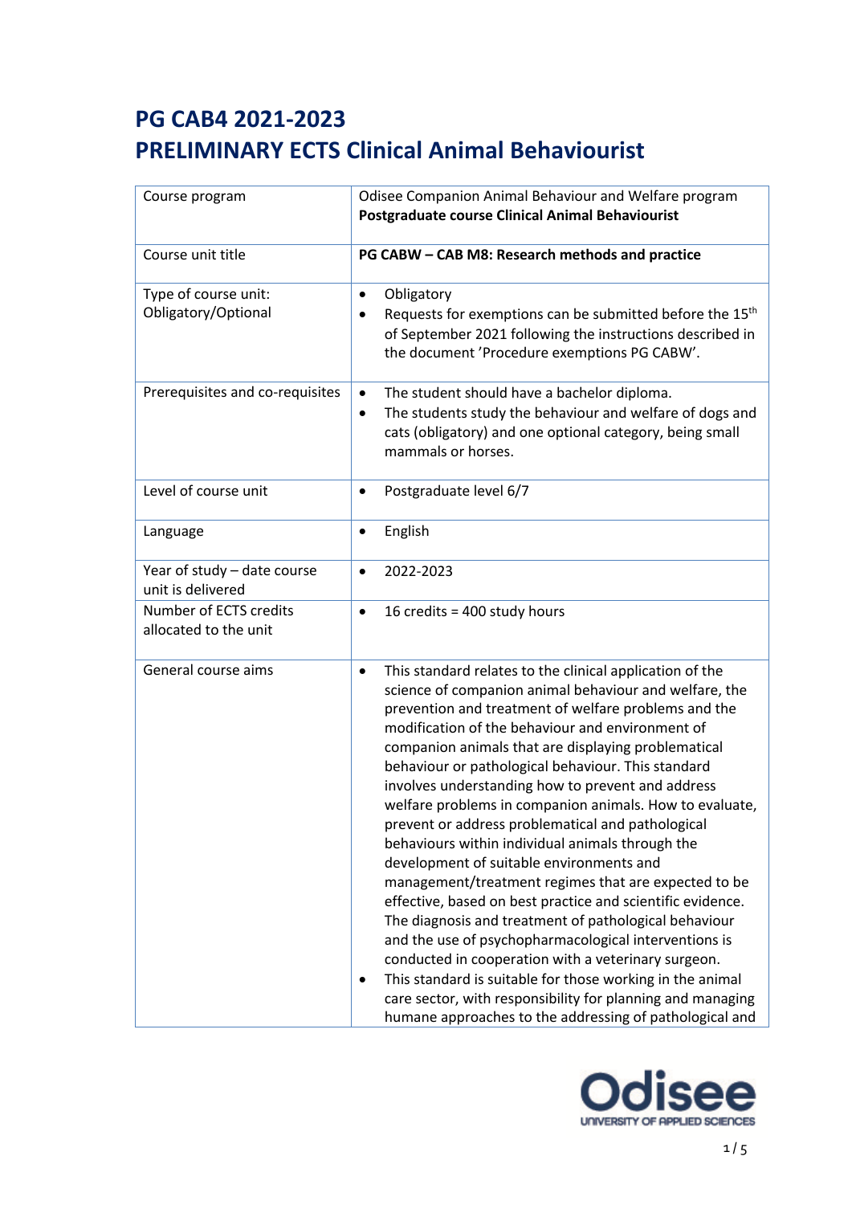# PG CAB4 2021-2023
# PRELIMINARY ECTS Clinical Animal Behaviourist

| Course program | Odisee Companion Animal Behaviour and Welfare program<br>**Postgraduate course Clinical Animal Behaviourist** |
|---|---|
| Course unit title | **PG CABW – CAB M8: Research methods and practice** |
| Type of course unit: Obligatory/Optional | • Obligatory<br>• Requests for exemptions can be submitted before the 15th of September 2021 following the instructions described in the document 'Procedure exemptions PG CABW'. |
| Prerequisites and co-requisites | • The student should have a bachelor diploma.<br>• The students study the behaviour and welfare of dogs and cats (obligatory) and one optional category, being small mammals or horses. |
| Level of course unit | • Postgraduate level 6/7 |
| Language | • English |
| Year of study – date course unit is delivered | • 2022-2023 |
| Number of ECTS credits allocated to the unit | • 16 credits = 400 study hours |
| General course aims | • This standard relates to the clinical application of the science of companion animal behaviour and welfare, the prevention and treatment of welfare problems and the modification of the behaviour and environment of companion animals that are displaying problematical behaviour or pathological behaviour. This standard involves understanding how to prevent and address welfare problems in companion animals. How to evaluate, prevent or address problematical and pathological behaviours within individual animals through the development of suitable environments and management/treatment regimes that are expected to be effective, based on best practice and scientific evidence. The diagnosis and treatment of pathological behaviour and the use of psychopharmacological interventions is conducted in cooperation with a veterinary surgeon.<br>• This standard is suitable for those working in the animal care sector, with responsibility for planning and managing humane approaches to the addressing of pathological and |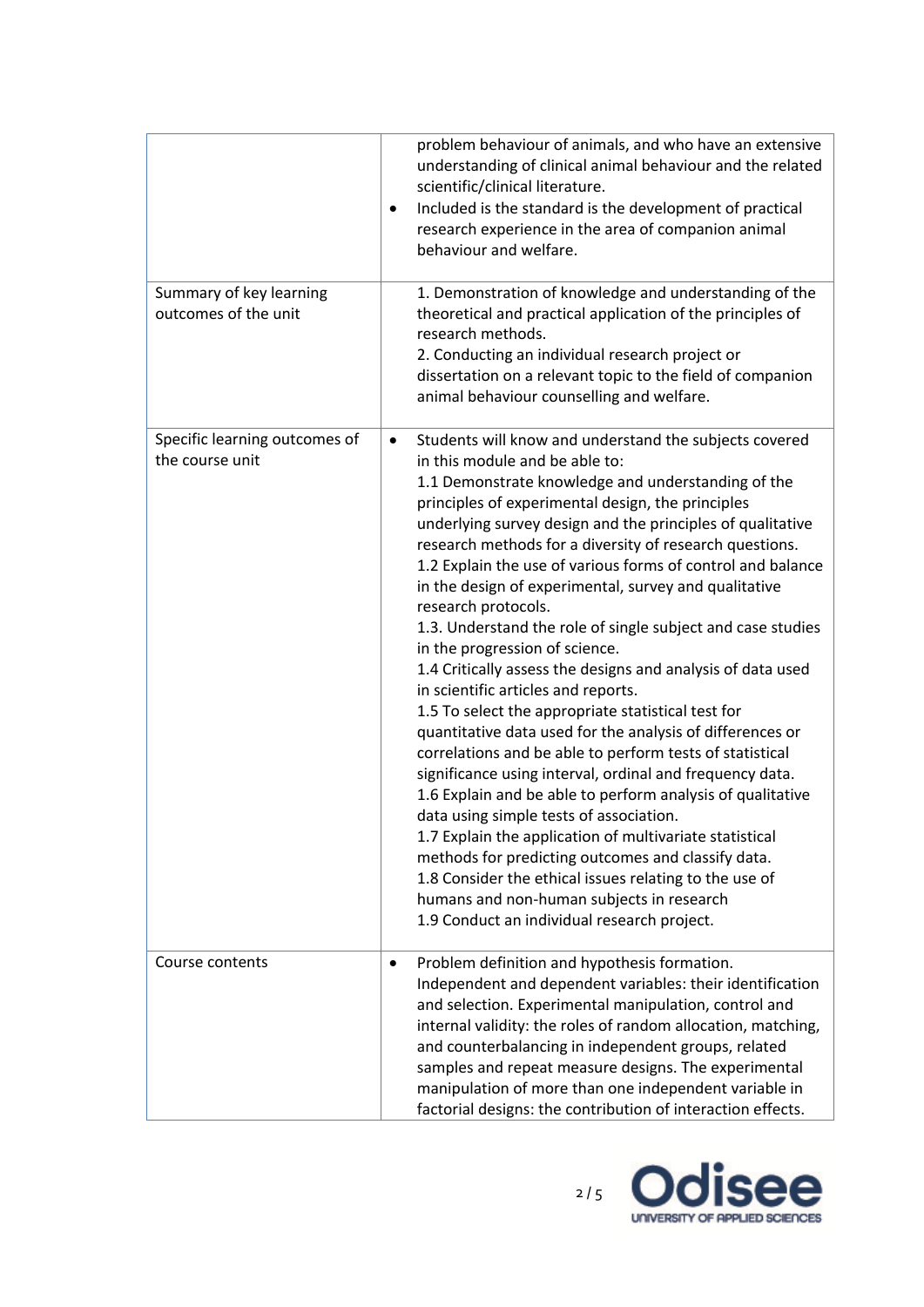| | |
|---|---|
| | problem behaviour of animals, and who have an extensive understanding of clinical animal behaviour and the related scientific/clinical literature.<br>• Included is the standard is the development of practical research experience in the area of companion animal behaviour and welfare. |
| Summary of key learning outcomes of the unit | 1. Demonstration of knowledge and understanding of the theoretical and practical application of the principles of research methods.<br>2. Conducting an individual research project or dissertation on a relevant topic to the field of companion animal behaviour counselling and welfare. |
| Specific learning outcomes of the course unit | • Students will know and understand the subjects covered in this module and be able to:<br>1.1 Demonstrate knowledge and understanding of the principles of experimental design, the principles underlying survey design and the principles of qualitative research methods for a diversity of research questions.<br>1.2 Explain the use of various forms of control and balance in the design of experimental, survey and qualitative research protocols.<br>1.3. Understand the role of single subject and case studies in the progression of science.<br>1.4 Critically assess the designs and analysis of data used in scientific articles and reports.<br>1.5 To select the appropriate statistical test for quantitative data used for the analysis of differences or correlations and be able to perform tests of statistical significance using interval, ordinal and frequency data.<br>1.6 Explain and be able to perform analysis of qualitative data using simple tests of association.<br>1.7 Explain the application of multivariate statistical methods for predicting outcomes and classify data.<br>1.8 Consider the ethical issues relating to the use of humans and non-human subjects in research<br>1.9 Conduct an individual research project. |
| Course contents | • Problem definition and hypothesis formation. Independent and dependent variables: their identification and selection. Experimental manipulation, control and internal validity: the roles of random allocation, matching, and counterbalancing in independent groups, related samples and repeat measure designs. The experimental manipulation of more than one independent variable in factorial designs: the contribution of interaction effects. |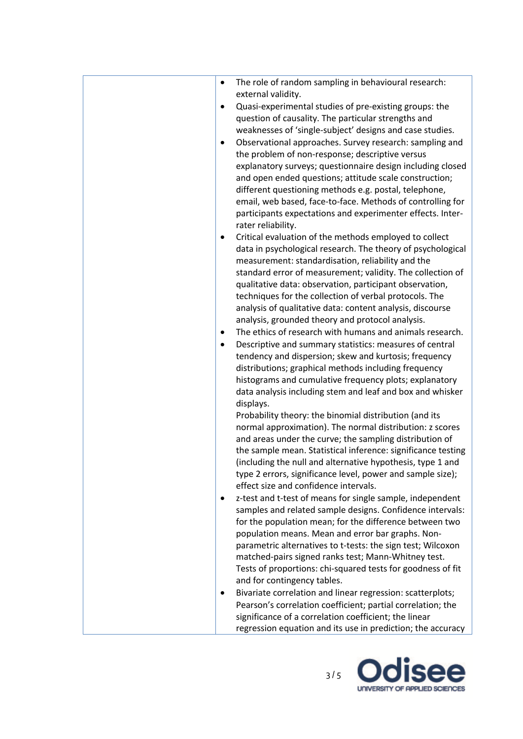| | |
|---|---|
| | • The role of random sampling in behavioural research: external validity.<br>• Quasi-experimental studies of pre-existing groups: the question of causality. The particular strengths and weaknesses of 'single-subject' designs and case studies.<br>• Observational approaches. Survey research: sampling and the problem of non-response; descriptive versus explanatory surveys; questionnaire design including closed and open ended questions; attitude scale construction; different questioning methods e.g. postal, telephone, email, web based, face-to-face. Methods of controlling for participants expectations and experimenter effects. Inter-rater reliability.<br>• Critical evaluation of the methods employed to collect data in psychological research. The theory of psychological measurement: standardisation, reliability and the standard error of measurement; validity. The collection of qualitative data: observation, participant observation, techniques for the collection of verbal protocols. The analysis of qualitative data: content analysis, discourse analysis, grounded theory and protocol analysis.<br>• The ethics of research with humans and animals research.<br>• Descriptive and summary statistics: measures of central tendency and dispersion; skew and kurtosis; frequency distributions; graphical methods including frequency histograms and cumulative frequency plots; explanatory data analysis including stem and leaf and box and whisker displays.<br>Probability theory: the binomial distribution (and its normal approximation). The normal distribution: z scores and areas under the curve; the sampling distribution of the sample mean. Statistical inference: significance testing (including the null and alternative hypothesis, type 1 and type 2 errors, significance level, power and sample size); effect size and confidence intervals.<br>• z-test and t-test of means for single sample, independent samples and related sample designs. Confidence intervals: for the population mean; for the difference between two population means. Mean and error bar graphs. Non-parametric alternatives to t-tests: the sign test; Wilcoxon matched-pairs signed ranks test; Mann-Whitney test. Tests of proportions: chi-squared tests for goodness of fit and for contingency tables.<br>• Bivariate correlation and linear regression: scatterplots; Pearson's correlation coefficient; partial correlation; the significance of a correlation coefficient; the linear regression equation and its use in prediction; the accuracy |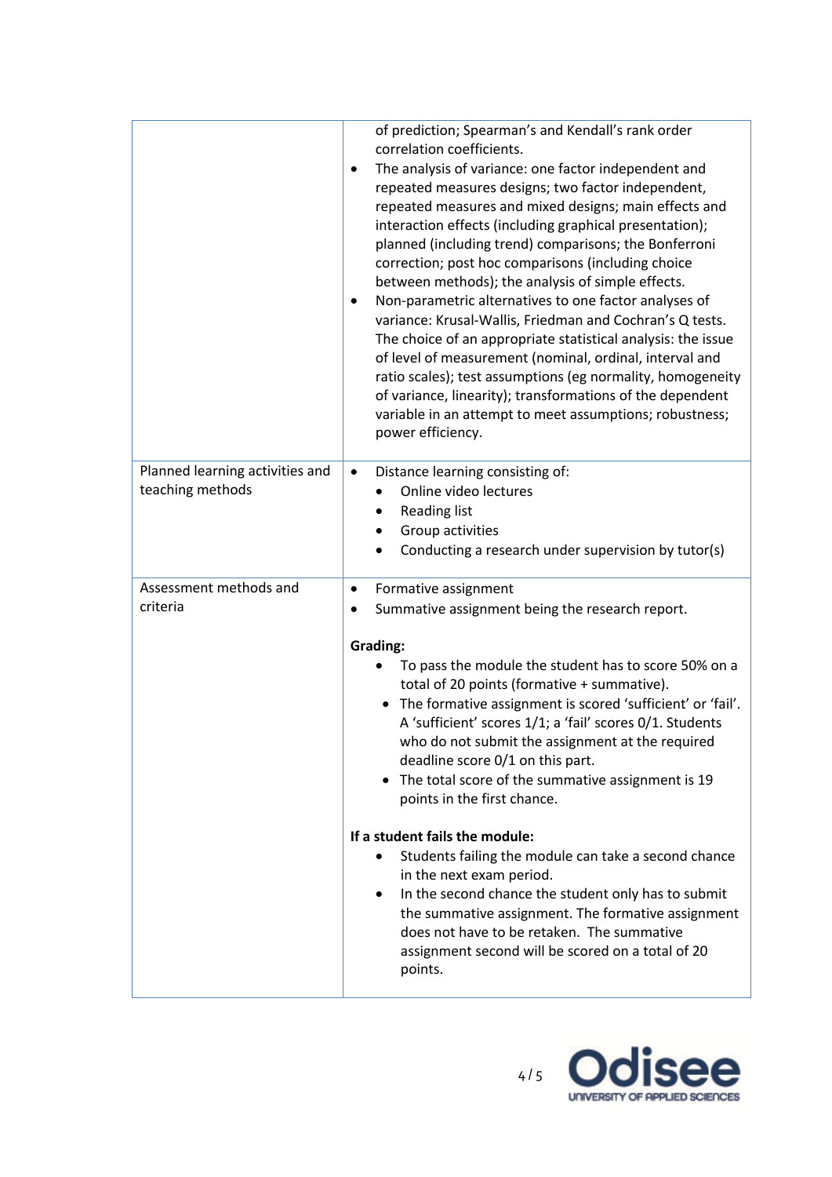| | |
|---|---|
| | of prediction; Spearman's and Kendall's rank order correlation coefficients.<br>• The analysis of variance: one factor independent and repeated measures designs; two factor independent, repeated measures and mixed designs; main effects and interaction effects (including graphical presentation); planned (including trend) comparisons; the Bonferroni correction; post hoc comparisons (including choice between methods); the analysis of simple effects.<br>• Non-parametric alternatives to one factor analyses of variance: Krusal-Wallis, Friedman and Cochran's Q tests. The choice of an appropriate statistical analysis: the issue of level of measurement (nominal, ordinal, interval and ratio scales); test assumptions (eg normality, homogeneity of variance, linearity); transformations of the dependent variable in an attempt to meet assumptions; robustness; power efficiency. |
| Planned learning activities and teaching methods | • Distance learning consisting of:<br>  • Online video lectures<br>  • Reading list<br>  • Group activities<br>  • Conducting a research under supervision by tutor(s) |
| Assessment methods and criteria | • Formative assignment<br>• Summative assignment being the research report.<br><br>**Grading:**<br>  • To pass the module the student has to score 50% on a total of 20 points (formative + summative).<br>  • The formative assignment is scored 'sufficient' or 'fail'. A 'sufficient' scores 1/1; a 'fail' scores 0/1. Students who do not submit the assignment at the required deadline score 0/1 on this part.<br>  • The total score of the summative assignment is 19 points in the first chance.<br><br>**If a student fails the module:**<br>  • Students failing the module can take a second chance in the next exam period.<br>  • In the second chance the student only has to submit the summative assignment. The formative assignment does not have to be retaken. The summative assignment second will be scored on a total of 20 points. |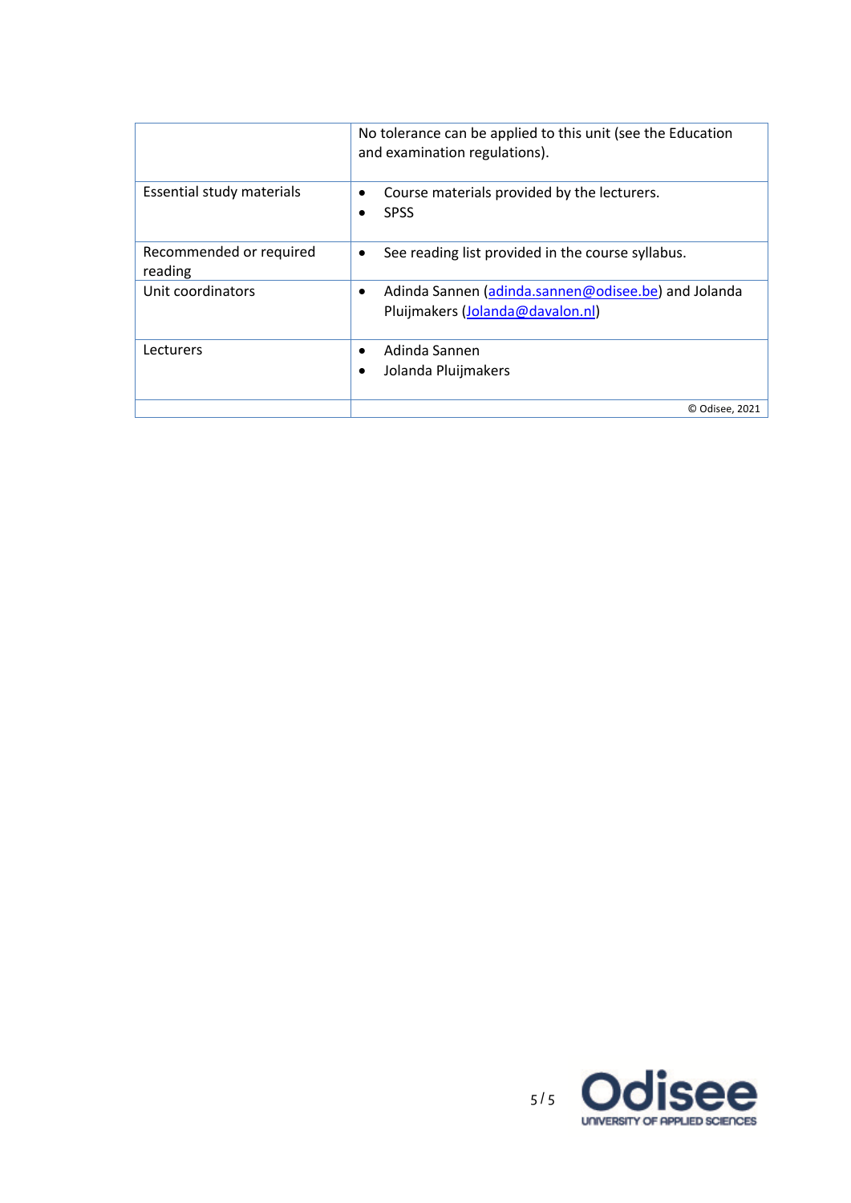| | |
|---|---|
| | No tolerance can be applied to this unit (see the Education and examination regulations). |
| Essential study materials | • Course materials provided by the lecturers.<br>• SPSS |
| Recommended or required reading | • See reading list provided in the course syllabus. |
| Unit coordinators | • Adinda Sannen (adinda.sannen@odisee.be) and Jolanda Pluijmakers (Jolanda@davalon.nl) |
| Lecturers | • Adinda Sannen<br>• Jolanda Pluijmakers |
| | © Odisee, 2021 |